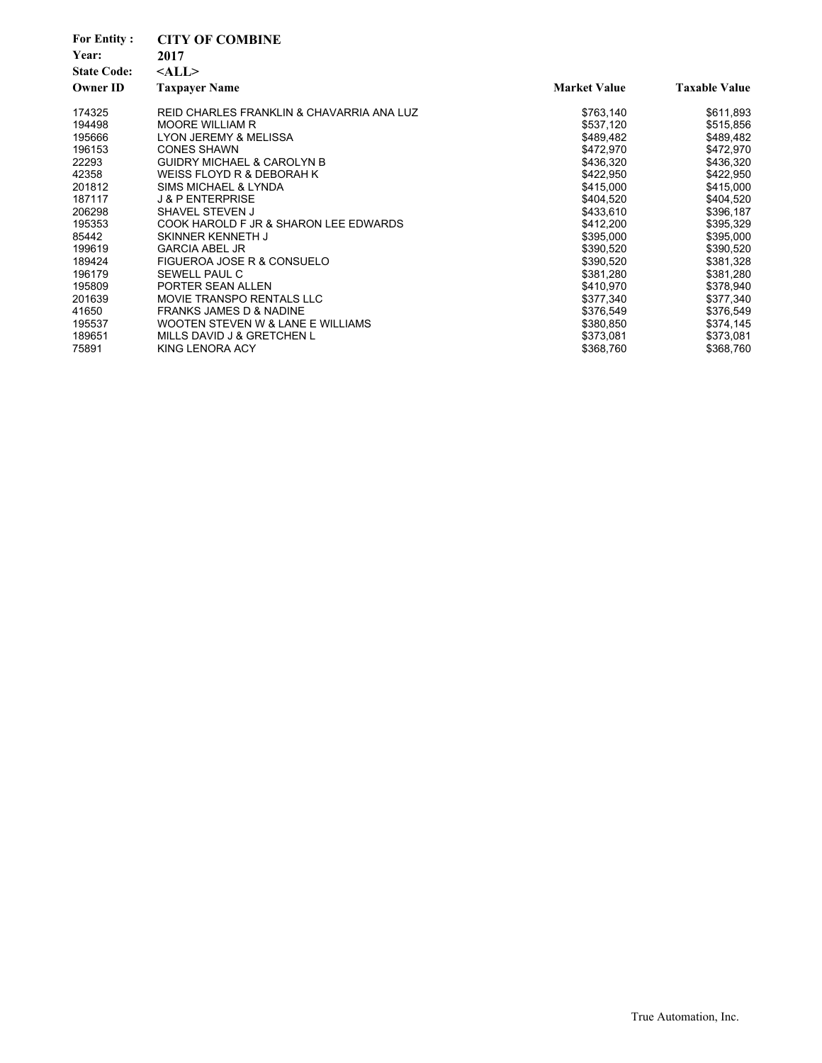**For Entity :** **CITY OF COMBINE**
**Year:** **2017**
**State Code:** **<ALL>**

| Owner ID | Taxpayer Name | Market Value | Taxable Value |
|---|---|---|---|
| 174325 | REID CHARLES FRANKLIN & CHAVARRIA ANA LUZ | $763,140 | $611,893 |
| 194498 | MOORE WILLIAM R | $537,120 | $515,856 |
| 195666 | LYON JEREMY & MELISSA | $489,482 | $489,482 |
| 196153 | CONES SHAWN | $472,970 | $472,970 |
| 22293 | GUIDRY MICHAEL & CAROLYN B | $436,320 | $436,320 |
| 42358 | WEISS FLOYD R & DEBORAH K | $422,950 | $422,950 |
| 201812 | SIMS MICHAEL & LYNDA | $415,000 | $415,000 |
| 187117 | J & P ENTERPRISE | $404,520 | $404,520 |
| 206298 | SHAVEL STEVEN J | $433,610 | $396,187 |
| 195353 | COOK HAROLD F JR & SHARON LEE EDWARDS | $412,200 | $395,329 |
| 85442 | SKINNER KENNETH J | $395,000 | $395,000 |
| 199619 | GARCIA ABEL JR | $390,520 | $390,520 |
| 189424 | FIGUEROA JOSE R & CONSUELO | $390,520 | $381,328 |
| 196179 | SEWELL PAUL C | $381,280 | $381,280 |
| 195809 | PORTER SEAN ALLEN | $410,970 | $378,940 |
| 201639 | MOVIE TRANSPO RENTALS LLC | $377,340 | $377,340 |
| 41650 | FRANKS JAMES D & NADINE | $376,549 | $376,549 |
| 195537 | WOOTEN STEVEN W & LANE E WILLIAMS | $380,850 | $374,145 |
| 189651 | MILLS DAVID J & GRETCHEN L | $373,081 | $373,081 |
| 75891 | KING LENORA ACY | $368,760 | $368,760 |

True Automation, Inc.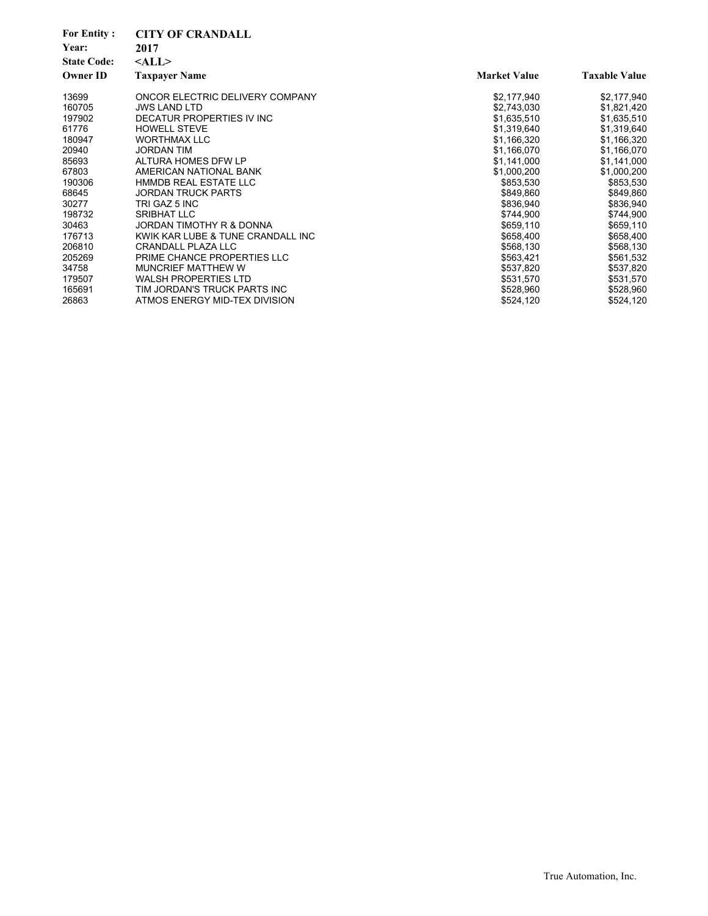**For Entity :** **CITY OF CRANDALL**
**Year:** **2017**
**State Code:** **<ALL>**

| Owner ID | Taxpayer Name | Market Value | Taxable Value |
|---|---|---|---|
| 13699 | ONCOR ELECTRIC DELIVERY COMPANY | $2,177,940 | $2,177,940 |
| 160705 | JWS LAND LTD | $2,743,030 | $1,821,420 |
| 197902 | DECATUR PROPERTIES IV INC | $1,635,510 | $1,635,510 |
| 61776 | HOWELL STEVE | $1,319,640 | $1,319,640 |
| 180947 | WORTHMAX LLC | $1,166,320 | $1,166,320 |
| 20940 | JORDAN TIM | $1,166,070 | $1,166,070 |
| 85693 | ALTURA HOMES DFW LP | $1,141,000 | $1,141,000 |
| 67803 | AMERICAN NATIONAL BANK | $1,000,200 | $1,000,200 |
| 190306 | HMMDB REAL ESTATE LLC | $853,530 | $853,530 |
| 68645 | JORDAN TRUCK PARTS | $849,860 | $849,860 |
| 30277 | TRI GAZ 5 INC | $836,940 | $836,940 |
| 198732 | SRIBHAT LLC | $744,900 | $744,900 |
| 30463 | JORDAN TIMOTHY R & DONNA | $659,110 | $659,110 |
| 176713 | KWIK KAR LUBE & TUNE CRANDALL INC | $658,400 | $658,400 |
| 206810 | CRANDALL PLAZA LLC | $568,130 | $568,130 |
| 205269 | PRIME CHANCE PROPERTIES LLC | $563,421 | $561,532 |
| 34758 | MUNCRIEF MATTHEW W | $537,820 | $537,820 |
| 179507 | WALSH PROPERTIES LTD | $531,570 | $531,570 |
| 165691 | TIM JORDAN'S TRUCK PARTS INC | $528,960 | $528,960 |
| 26863 | ATMOS ENERGY MID-TEX DIVISION | $524,120 | $524,120 |

True Automation, Inc.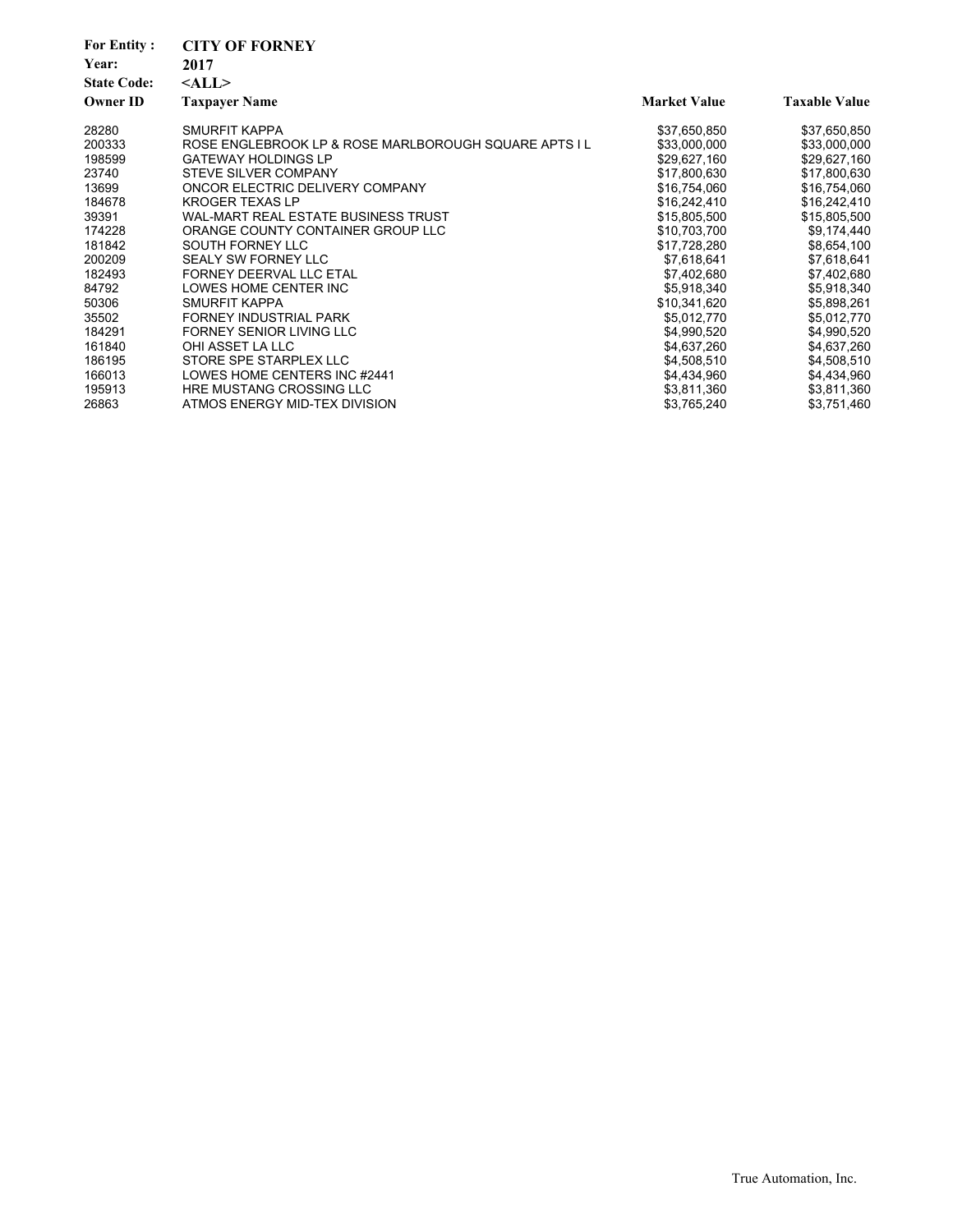**For Entity :** **CITY OF FORNEY**
**Year:** **2017**
**State Code:** **<ALL>**

| Owner ID | Taxpayer Name | Market Value | Taxable Value |
|---|---|---|---|
| 28280 | SMURFIT KAPPA | $37,650,850 | $37,650,850 |
| 200333 | ROSE ENGLEBROOK LP & ROSE MARLBOROUGH SQUARE APTS I L | $33,000,000 | $33,000,000 |
| 198599 | GATEWAY HOLDINGS LP | $29,627,160 | $29,627,160 |
| 23740 | STEVE SILVER COMPANY | $17,800,630 | $17,800,630 |
| 13699 | ONCOR ELECTRIC DELIVERY COMPANY | $16,754,060 | $16,754,060 |
| 184678 | KROGER TEXAS LP | $16,242,410 | $16,242,410 |
| 39391 | WAL-MART REAL ESTATE BUSINESS TRUST | $15,805,500 | $15,805,500 |
| 174228 | ORANGE COUNTY CONTAINER GROUP LLC | $10,703,700 | $9,174,440 |
| 181842 | SOUTH FORNEY LLC | $17,728,280 | $8,654,100 |
| 200209 | SEALY SW FORNEY LLC | $7,618,641 | $7,618,641 |
| 182493 | FORNEY DEERVAL LLC ETAL | $7,402,680 | $7,402,680 |
| 84792 | LOWES HOME CENTER INC | $5,918,340 | $5,918,340 |
| 50306 | SMURFIT KAPPA | $10,341,620 | $5,898,261 |
| 35502 | FORNEY INDUSTRIAL PARK | $5,012,770 | $5,012,770 |
| 184291 | FORNEY SENIOR LIVING LLC | $4,990,520 | $4,990,520 |
| 161840 | OHI ASSET LA LLC | $4,637,260 | $4,637,260 |
| 186195 | STORE SPE STARPLEX LLC | $4,508,510 | $4,508,510 |
| 166013 | LOWES HOME CENTERS INC #2441 | $4,434,960 | $4,434,960 |
| 195913 | HRE MUSTANG CROSSING LLC | $3,811,360 | $3,811,360 |
| 26863 | ATMOS ENERGY MID-TEX DIVISION | $3,765,240 | $3,751,460 |

True Automation, Inc.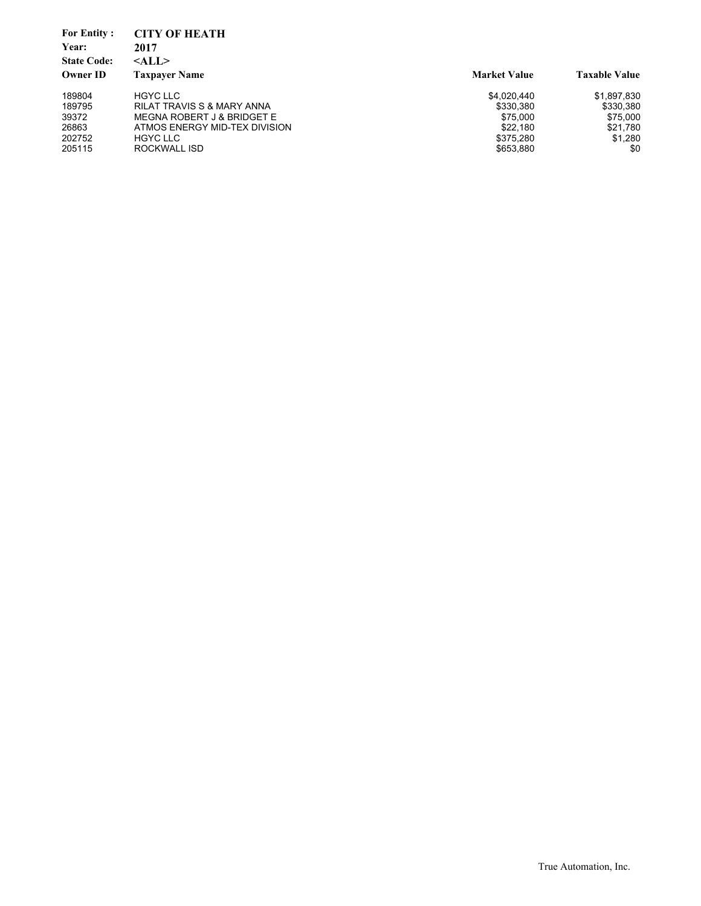**For Entity :** **CITY OF HEATH**
**Year:** **2017**
**State Code:** **<ALL>**

| Owner ID | Taxpayer Name | Market Value | Taxable Value |
|---|---|---|---|
| 189804 | HGYC LLC | $4,020,440 | $1,897,830 |
| 189795 | RILAT TRAVIS S & MARY ANNA | $330,380 | $330,380 |
| 39372 | MEGNA ROBERT J & BRIDGET E | $75,000 | $75,000 |
| 26863 | ATMOS ENERGY MID-TEX DIVISION | $22,180 | $21,780 |
| 202752 | HGYC LLC | $375,280 | $1,280 |
| 205115 | ROCKWALL ISD | $653,880 | $0 |

True Automation, Inc.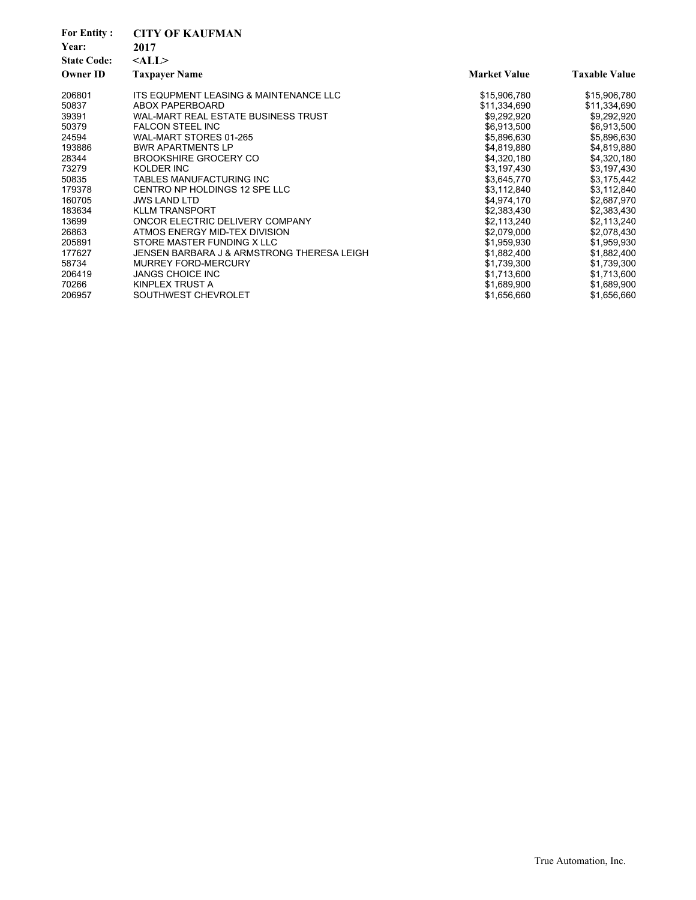**For Entity :** **CITY OF KAUFMAN**
**Year:** **2017**
**State Code:** **<ALL>**

| Owner ID | Taxpayer Name | Market Value | Taxable Value |
|---|---|---|---|
| 206801 | ITS EQUPMENT LEASING & MAINTENANCE LLC | $15,906,780 | $15,906,780 |
| 50837 | ABOX PAPERBOARD | $11,334,690 | $11,334,690 |
| 39391 | WAL-MART REAL ESTATE BUSINESS TRUST | $9,292,920 | $9,292,920 |
| 50379 | FALCON STEEL INC | $6,913,500 | $6,913,500 |
| 24594 | WAL-MART STORES 01-265 | $5,896,630 | $5,896,630 |
| 193886 | BWR APARTMENTS LP | $4,819,880 | $4,819,880 |
| 28344 | BROOKSHIRE GROCERY CO | $4,320,180 | $4,320,180 |
| 73279 | KOLDER INC | $3,197,430 | $3,197,430 |
| 50835 | TABLES MANUFACTURING INC | $3,645,770 | $3,175,442 |
| 179378 | CENTRO NP HOLDINGS 12 SPE LLC | $3,112,840 | $3,112,840 |
| 160705 | JWS LAND LTD | $4,974,170 | $2,687,970 |
| 183634 | KLLM TRANSPORT | $2,383,430 | $2,383,430 |
| 13699 | ONCOR ELECTRIC DELIVERY COMPANY | $2,113,240 | $2,113,240 |
| 26863 | ATMOS ENERGY MID-TEX DIVISION | $2,079,000 | $2,078,430 |
| 205891 | STORE MASTER FUNDING X LLC | $1,959,930 | $1,959,930 |
| 177627 | JENSEN BARBARA J & ARMSTRONG THERESA LEIGH | $1,882,400 | $1,882,400 |
| 58734 | MURREY FORD-MERCURY | $1,739,300 | $1,739,300 |
| 206419 | JANGS CHOICE INC | $1,713,600 | $1,713,600 |
| 70266 | KINPLEX TRUST A | $1,689,900 | $1,689,900 |
| 206957 | SOUTHWEST CHEVROLET | $1,656,660 | $1,656,660 |

True Automation, Inc.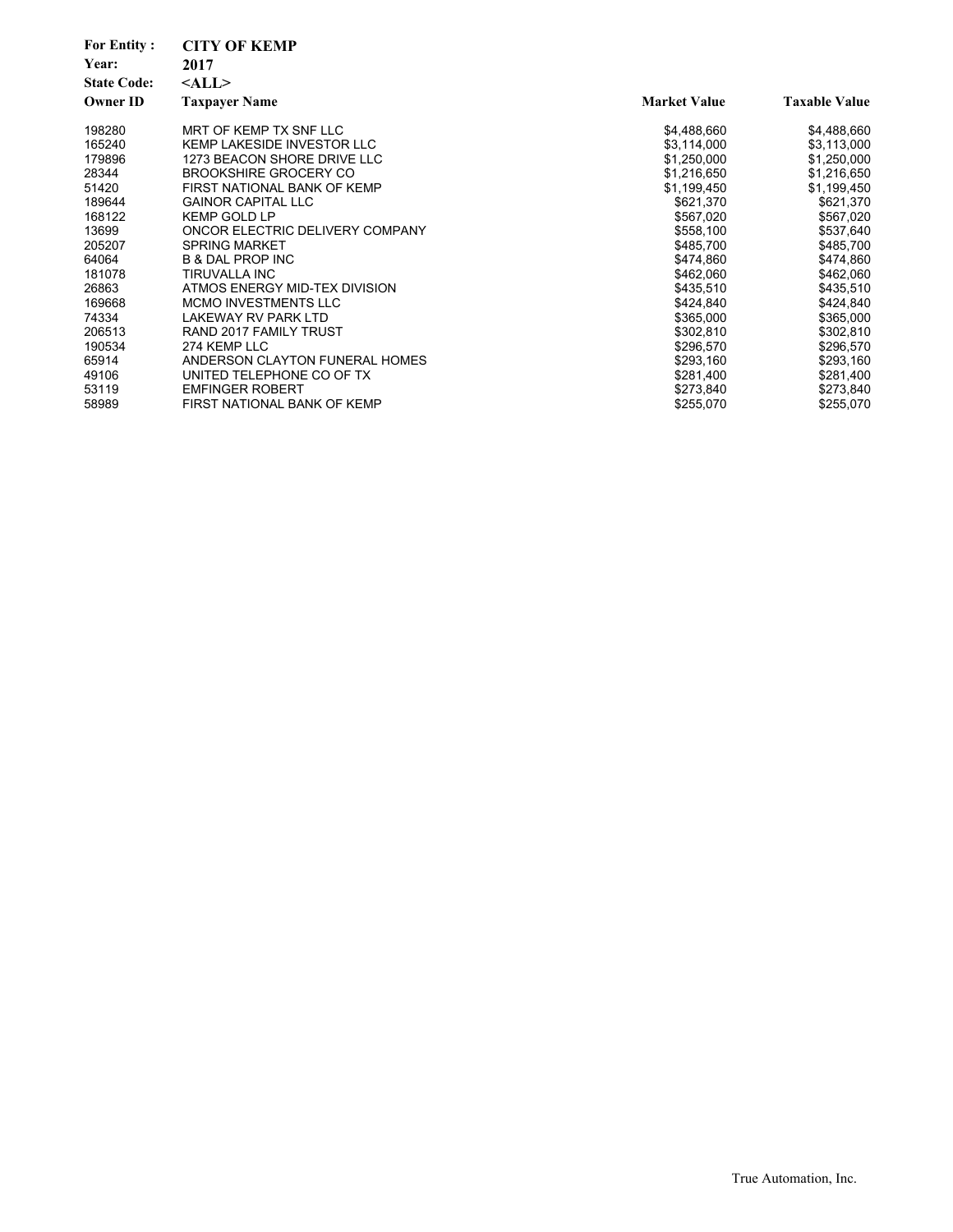**For Entity :** **CITY OF KEMP**

**Year:** **2017**

**State Code:** **<ALL>**

| Owner ID | Taxpayer Name | Market Value | Taxable Value |
|---|---|---|---|
| 198280 | MRT OF KEMP TX SNF LLC | $4,488,660 | $4,488,660 |
| 165240 | KEMP LAKESIDE INVESTOR LLC | $3,114,000 | $3,113,000 |
| 179896 | 1273 BEACON SHORE DRIVE LLC | $1,250,000 | $1,250,000 |
| 28344 | BROOKSHIRE GROCERY CO | $1,216,650 | $1,216,650 |
| 51420 | FIRST NATIONAL BANK OF KEMP | $1,199,450 | $1,199,450 |
| 189644 | GAINOR CAPITAL LLC | $621,370 | $621,370 |
| 168122 | KEMP GOLD LP | $567,020 | $567,020 |
| 13699 | ONCOR ELECTRIC DELIVERY COMPANY | $558,100 | $537,640 |
| 205207 | SPRING MARKET | $485,700 | $485,700 |
| 64064 | B & DAL PROP INC | $474,860 | $474,860 |
| 181078 | TIRUVALLA INC | $462,060 | $462,060 |
| 26863 | ATMOS ENERGY MID-TEX DIVISION | $435,510 | $435,510 |
| 169668 | MCMO INVESTMENTS LLC | $424,840 | $424,840 |
| 74334 | LAKEWAY RV PARK LTD | $365,000 | $365,000 |
| 206513 | RAND 2017 FAMILY TRUST | $302,810 | $302,810 |
| 190534 | 274 KEMP LLC | $296,570 | $296,570 |
| 65914 | ANDERSON CLAYTON FUNERAL HOMES | $293,160 | $293,160 |
| 49106 | UNITED TELEPHONE CO OF TX | $281,400 | $281,400 |
| 53119 | EMFINGER ROBERT | $273,840 | $273,840 |
| 58989 | FIRST NATIONAL BANK OF KEMP | $255,070 | $255,070 |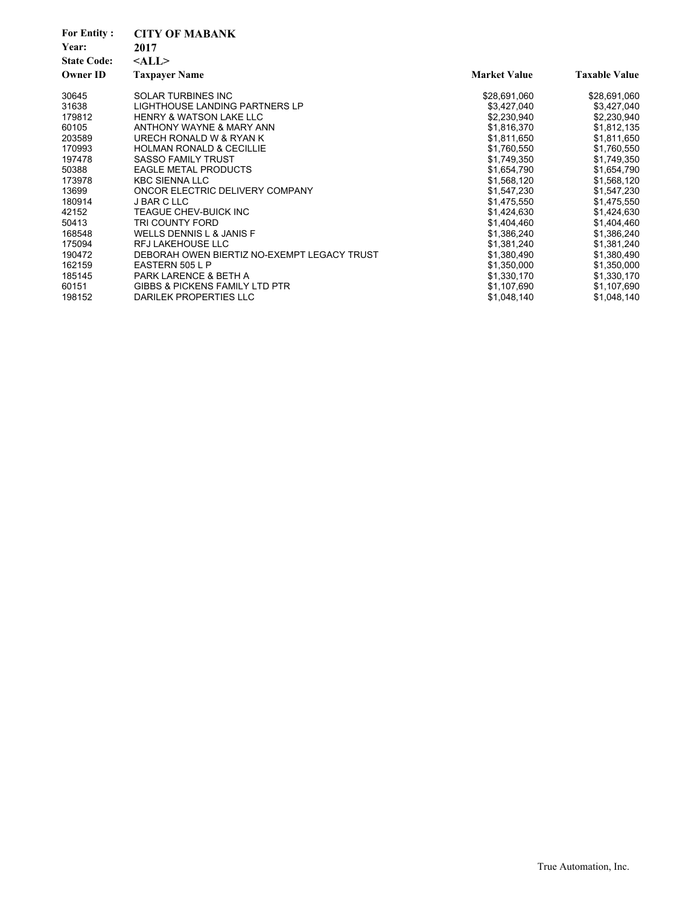**For Entity :** **CITY OF MABANK**
**Year:** **2017**
**State Code:** **<ALL>**

| Owner ID | Taxpayer Name | Market Value | Taxable Value |
|---|---|---|---|
| 30645 | SOLAR TURBINES INC | $28,691,060 | $28,691,060 |
| 31638 | LIGHTHOUSE LANDING PARTNERS LP | $3,427,040 | $3,427,040 |
| 179812 | HENRY & WATSON LAKE LLC | $2,230,940 | $2,230,940 |
| 60105 | ANTHONY WAYNE & MARY ANN | $1,816,370 | $1,812,135 |
| 203589 | URECH RONALD W & RYAN K | $1,811,650 | $1,811,650 |
| 170993 | HOLMAN RONALD & CECILLIE | $1,760,550 | $1,760,550 |
| 197478 | SASSO FAMILY TRUST | $1,749,350 | $1,749,350 |
| 50388 | EAGLE METAL PRODUCTS | $1,654,790 | $1,654,790 |
| 173978 | KBC SIENNA LLC | $1,568,120 | $1,568,120 |
| 13699 | ONCOR ELECTRIC DELIVERY COMPANY | $1,547,230 | $1,547,230 |
| 180914 | J BAR C LLC | $1,475,550 | $1,475,550 |
| 42152 | TEAGUE CHEV-BUICK INC | $1,424,630 | $1,424,630 |
| 50413 | TRI COUNTY FORD | $1,404,460 | $1,404,460 |
| 168548 | WELLS DENNIS L & JANIS F | $1,386,240 | $1,386,240 |
| 175094 | RFJ LAKEHOUSE LLC | $1,381,240 | $1,381,240 |
| 190472 | DEBORAH OWEN BIERTIZ NO-EXEMPT LEGACY TRUST | $1,380,490 | $1,380,490 |
| 162159 | EASTERN 505 L P | $1,350,000 | $1,350,000 |
| 185145 | PARK LARENCE & BETH A | $1,330,170 | $1,330,170 |
| 60151 | GIBBS & PICKENS FAMILY LTD PTR | $1,107,690 | $1,107,690 |
| 198152 | DARILEK PROPERTIES LLC | $1,048,140 | $1,048,140 |

True Automation, Inc.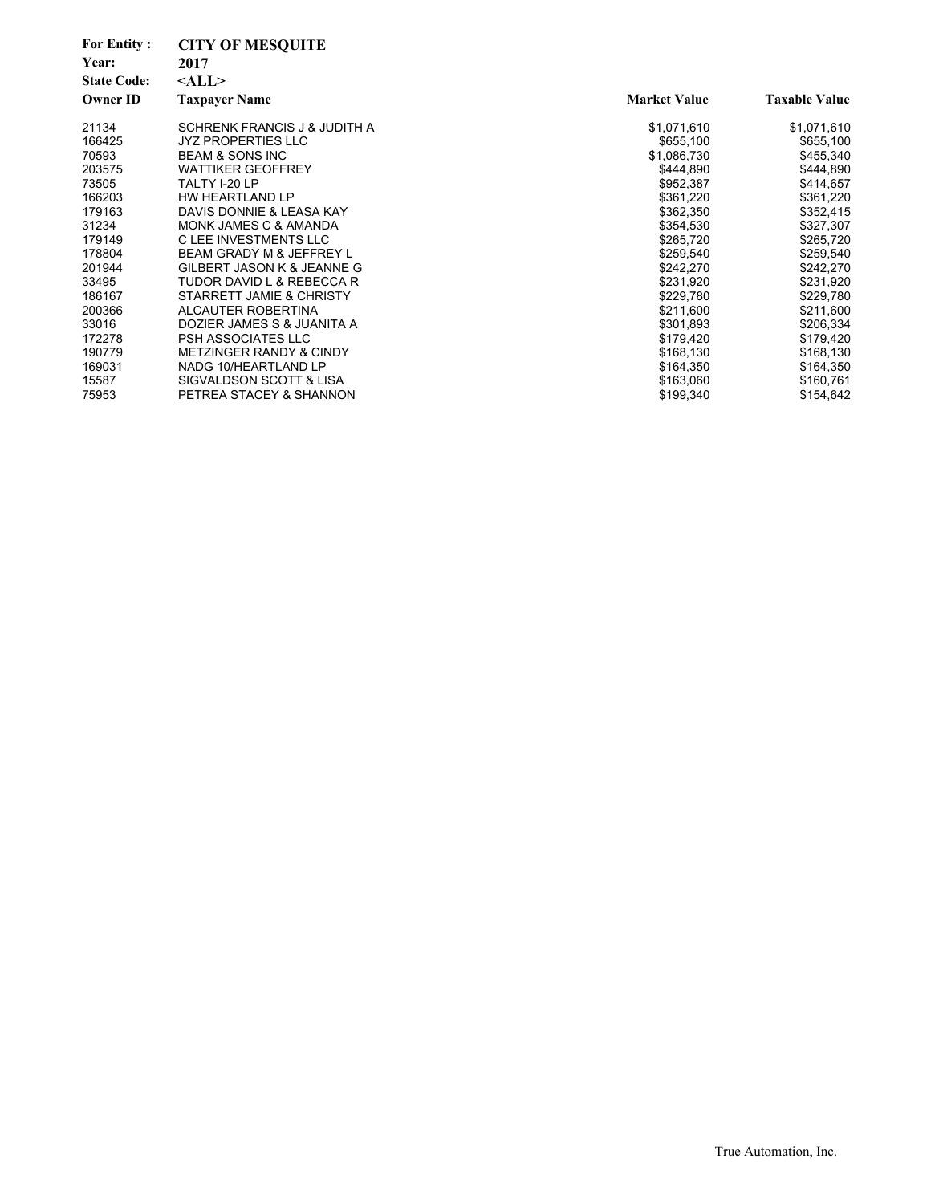**For Entity :** **CITY OF MESQUITE**
**Year:** **2017**
**State Code:** **<ALL>**

| Owner ID | Taxpayer Name | Market Value | Taxable Value |
|---|---|---|---|
| 21134 | SCHRENK FRANCIS J & JUDITH A | $1,071,610 | $1,071,610 |
| 166425 | JYZ PROPERTIES LLC | $655,100 | $655,100 |
| 70593 | BEAM & SONS INC | $1,086,730 | $455,340 |
| 203575 | WATTIKER GEOFFREY | $444,890 | $444,890 |
| 73505 | TALTY I-20 LP | $952,387 | $414,657 |
| 166203 | HW HEARTLAND LP | $361,220 | $361,220 |
| 179163 | DAVIS DONNIE & LEASA KAY | $362,350 | $352,415 |
| 31234 | MONK JAMES C & AMANDA | $354,530 | $327,307 |
| 179149 | C LEE INVESTMENTS LLC | $265,720 | $265,720 |
| 178804 | BEAM GRADY M & JEFFREY L | $259,540 | $259,540 |
| 201944 | GILBERT JASON K & JEANNE G | $242,270 | $242,270 |
| 33495 | TUDOR DAVID L & REBECCA R | $231,920 | $231,920 |
| 186167 | STARRETT JAMIE & CHRISTY | $229,780 | $229,780 |
| 200366 | ALCAUTER ROBERTINA | $211,600 | $211,600 |
| 33016 | DOZIER JAMES S & JUANITA A | $301,893 | $206,334 |
| 172278 | PSH ASSOCIATES LLC | $179,420 | $179,420 |
| 190779 | METZINGER RANDY & CINDY | $168,130 | $168,130 |
| 169031 | NADG 10/HEARTLAND LP | $164,350 | $164,350 |
| 15587 | SIGVALDSON SCOTT & LISA | $163,060 | $160,761 |
| 75953 | PETREA STACEY & SHANNON | $199,340 | $154,642 |

True Automation, Inc.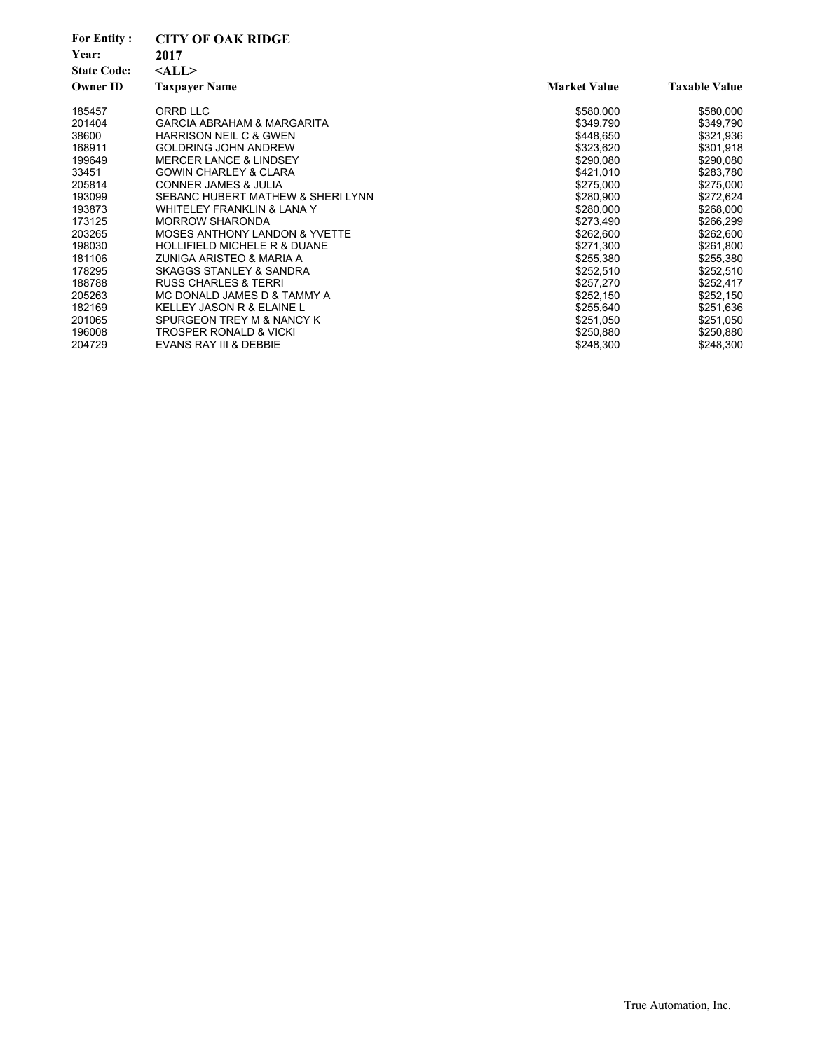**For Entity :** **CITY OF OAK RIDGE**
**Year:** **2017**
**State Code:** **<ALL>**

| Owner ID | Taxpayer Name | Market Value | Taxable Value |
|---|---|---|---|
| 185457 | ORRD LLC | $580,000 | $580,000 |
| 201404 | GARCIA ABRAHAM & MARGARITA | $349,790 | $349,790 |
| 38600 | HARRISON NEIL C & GWEN | $448,650 | $321,936 |
| 168911 | GOLDRING JOHN ANDREW | $323,620 | $301,918 |
| 199649 | MERCER LANCE & LINDSEY | $290,080 | $290,080 |
| 33451 | GOWIN CHARLEY & CLARA | $421,010 | $283,780 |
| 205814 | CONNER JAMES & JULIA | $275,000 | $275,000 |
| 193099 | SEBANC HUBERT MATHEW & SHERI LYNN | $280,900 | $272,624 |
| 193873 | WHITELEY FRANKLIN & LANA Y | $280,000 | $268,000 |
| 173125 | MORROW SHARONDA | $273,490 | $266,299 |
| 203265 | MOSES ANTHONY LANDON & YVETTE | $262,600 | $262,600 |
| 198030 | HOLLIFIELD MICHELE R & DUANE | $271,300 | $261,800 |
| 181106 | ZUNIGA ARISTEO & MARIA A | $255,380 | $255,380 |
| 178295 | SKAGGS STANLEY & SANDRA | $252,510 | $252,510 |
| 188788 | RUSS CHARLES & TERRI | $257,270 | $252,417 |
| 205263 | MC DONALD JAMES D & TAMMY A | $252,150 | $252,150 |
| 182169 | KELLEY JASON R & ELAINE L | $255,640 | $251,636 |
| 201065 | SPURGEON TREY M & NANCY K | $251,050 | $251,050 |
| 196008 | TROSPER RONALD & VICKI | $250,880 | $250,880 |
| 204729 | EVANS RAY III & DEBBIE | $248,300 | $248,300 |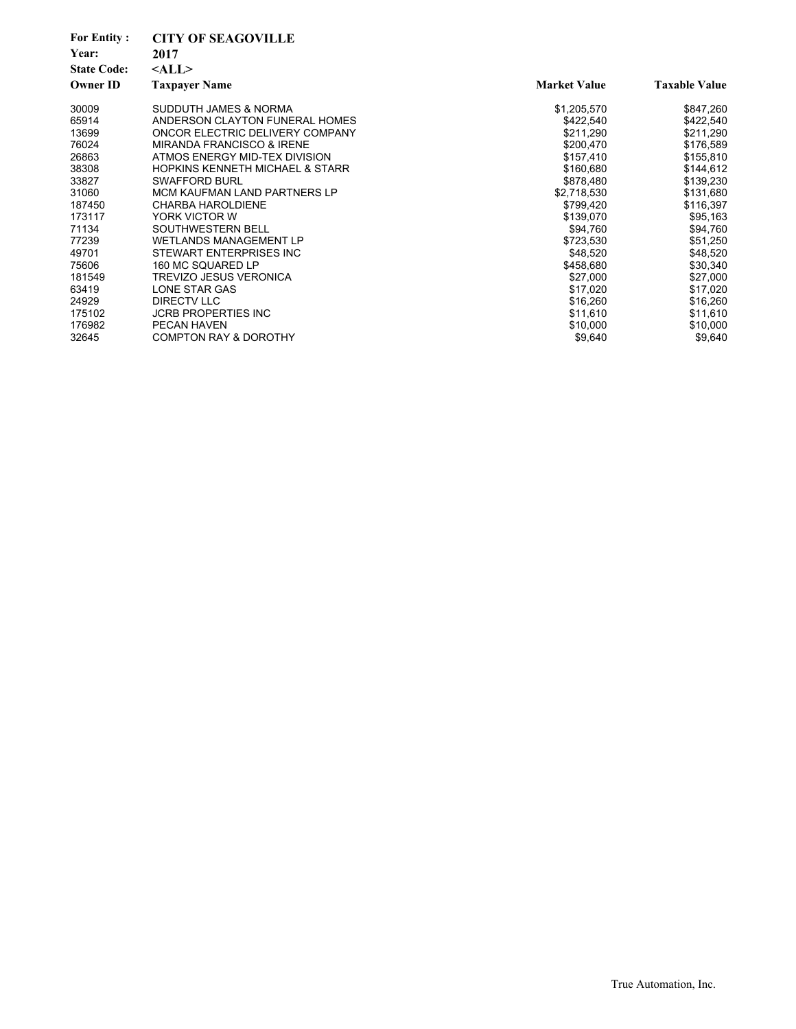**For Entity :** **CITY OF SEAGOVILLE**
**Year:** **2017**
**State Code:** **<ALL>**

| Owner ID | Taxpayer Name | Market Value | Taxable Value |
|---|---|---|---|
| 30009 | SUDDUTH JAMES & NORMA | $1,205,570 | $847,260 |
| 65914 | ANDERSON CLAYTON FUNERAL HOMES | $422,540 | $422,540 |
| 13699 | ONCOR ELECTRIC DELIVERY COMPANY | $211,290 | $211,290 |
| 76024 | MIRANDA FRANCISCO & IRENE | $200,470 | $176,589 |
| 26863 | ATMOS ENERGY MID-TEX DIVISION | $157,410 | $155,810 |
| 38308 | HOPKINS KENNETH MICHAEL & STARR | $160,680 | $144,612 |
| 33827 | SWAFFORD BURL | $878,480 | $139,230 |
| 31060 | MCM KAUFMAN LAND PARTNERS LP | $2,718,530 | $131,680 |
| 187450 | CHARBA HAROLDIENE | $799,420 | $116,397 |
| 173117 | YORK VICTOR W | $139,070 | $95,163 |
| 71134 | SOUTHWESTERN BELL | $94,760 | $94,760 |
| 77239 | WETLANDS MANAGEMENT LP | $723,530 | $51,250 |
| 49701 | STEWART ENTERPRISES INC | $48,520 | $48,520 |
| 75606 | 160 MC SQUARED LP | $458,680 | $30,340 |
| 181549 | TREVIZO JESUS VERONICA | $27,000 | $27,000 |
| 63419 | LONE STAR GAS | $17,020 | $17,020 |
| 24929 | DIRECTV LLC | $16,260 | $16,260 |
| 175102 | JCRB PROPERTIES INC | $11,610 | $11,610 |
| 176982 | PECAN HAVEN | $10,000 | $10,000 |
| 32645 | COMPTON RAY & DOROTHY | $9,640 | $9,640 |

True Automation, Inc.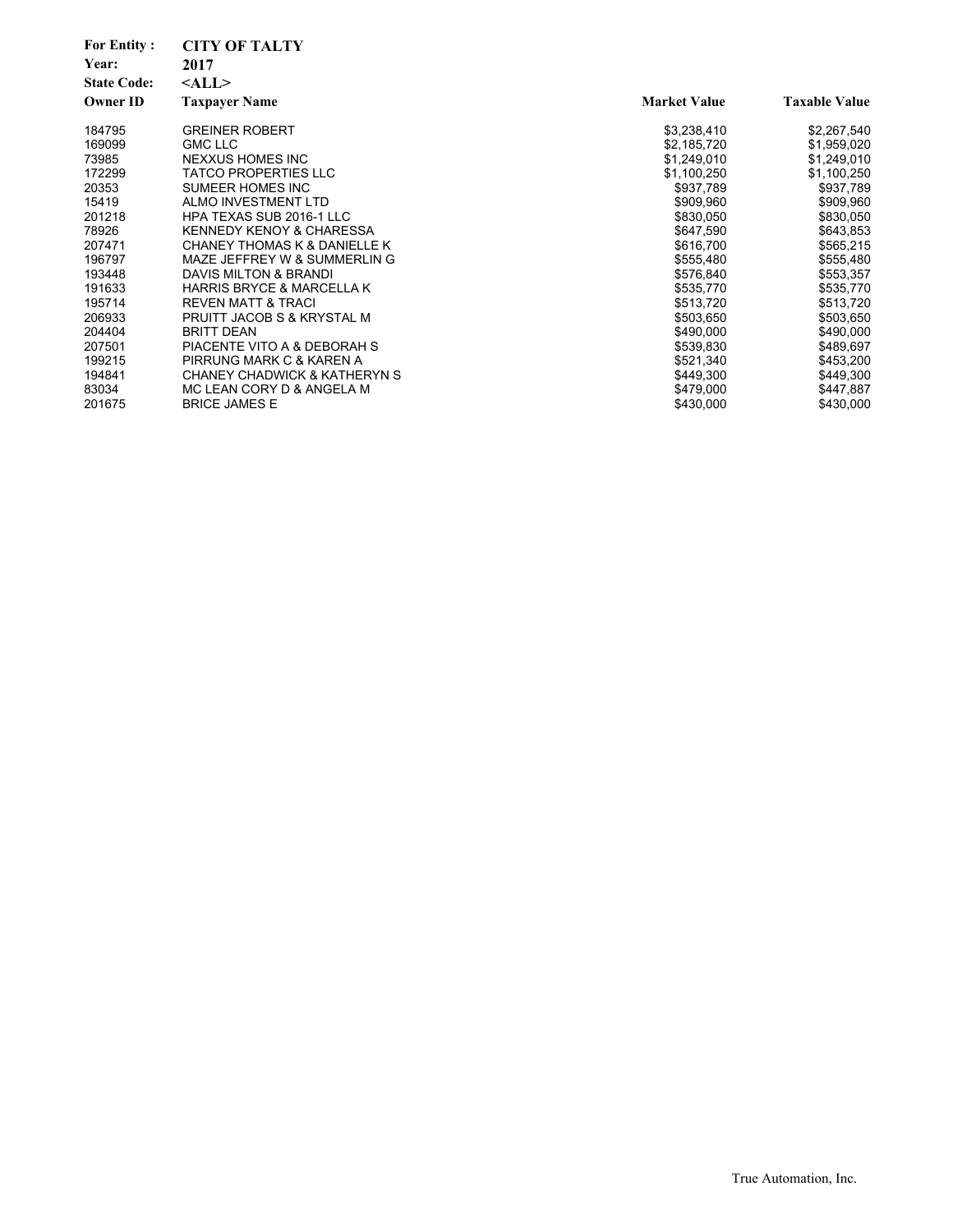**For Entity :** CITY OF TALTY
**Year:** 2017
**State Code:** <ALL>

| Owner ID | Taxpayer Name | Market Value | Taxable Value |
|---|---|---|---|
| 184795 | GREINER ROBERT | $3,238,410 | $2,267,540 |
| 169099 | GMC LLC | $2,185,720 | $1,959,020 |
| 73985 | NEXXUS HOMES INC | $1,249,010 | $1,249,010 |
| 172299 | TATCO PROPERTIES LLC | $1,100,250 | $1,100,250 |
| 20353 | SUMEER HOMES INC | $937,789 | $937,789 |
| 15419 | ALMO INVESTMENT LTD | $909,960 | $909,960 |
| 201218 | HPA TEXAS SUB 2016-1 LLC | $830,050 | $830,050 |
| 78926 | KENNEDY KENOY & CHARESSA | $647,590 | $643,853 |
| 207471 | CHANEY THOMAS K & DANIELLE K | $616,700 | $565,215 |
| 196797 | MAZE JEFFREY W & SUMMERLIN G | $555,480 | $555,480 |
| 193448 | DAVIS MILTON & BRANDI | $576,840 | $553,357 |
| 191633 | HARRIS BRYCE & MARCELLA K | $535,770 | $535,770 |
| 195714 | REVEN MATT & TRACI | $513,720 | $513,720 |
| 206933 | PRUITT JACOB S & KRYSTAL M | $503,650 | $503,650 |
| 204404 | BRITT DEAN | $490,000 | $490,000 |
| 207501 | PIACENTE VITO A & DEBORAH S | $539,830 | $489,697 |
| 199215 | PIRRUNG MARK C & KAREN A | $521,340 | $453,200 |
| 194841 | CHANEY CHADWICK & KATHERYN S | $449,300 | $449,300 |
| 83034 | MC LEAN CORY D & ANGELA M | $479,000 | $447,887 |
| 201675 | BRICE JAMES E | $430,000 | $430,000 |

True Automation, Inc.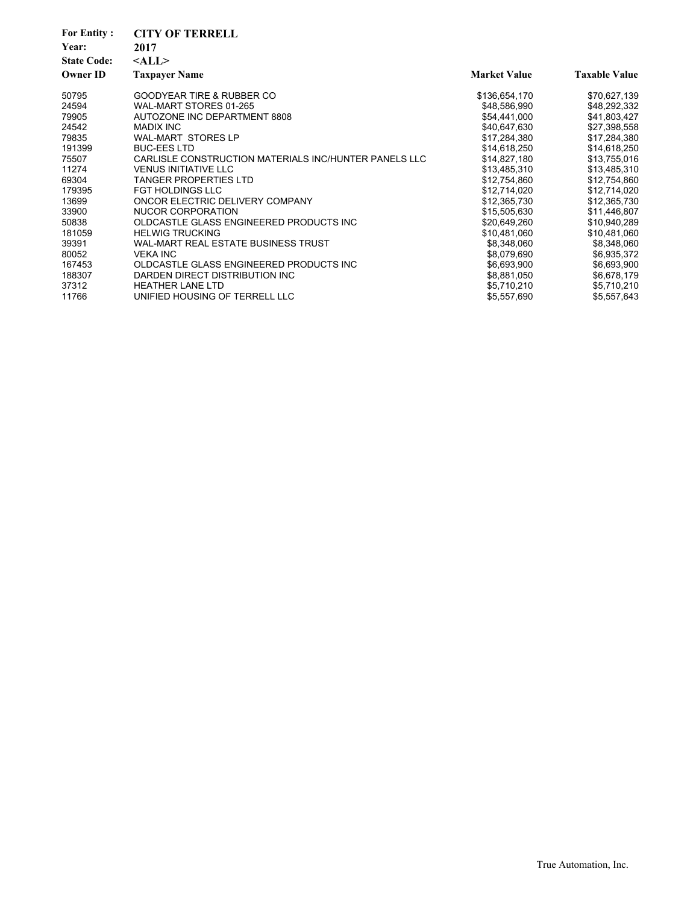**For Entity :** **CITY OF TERRELL**
**Year:** **2017**
**State Code:** **<ALL>**

| Owner ID | Taxpayer Name | Market Value | Taxable Value |
|---|---|---|---|
| 50795 | GOODYEAR TIRE & RUBBER CO | $136,654,170 | $70,627,139 |
| 24594 | WAL-MART STORES 01-265 | $48,586,990 | $48,292,332 |
| 79905 | AUTOZONE INC DEPARTMENT 8808 | $54,441,000 | $41,803,427 |
| 24542 | MADIX INC | $40,647,630 | $27,398,558 |
| 79835 | WAL-MART STORES LP | $17,284,380 | $17,284,380 |
| 191399 | BUC-EES LTD | $14,618,250 | $14,618,250 |
| 75507 | CARLISLE CONSTRUCTION MATERIALS INC/HUNTER PANELS LLC | $14,827,180 | $13,755,016 |
| 11274 | VENUS INITIATIVE LLC | $13,485,310 | $13,485,310 |
| 69304 | TANGER PROPERTIES LTD | $12,754,860 | $12,754,860 |
| 179395 | FGT HOLDINGS LLC | $12,714,020 | $12,714,020 |
| 13699 | ONCOR ELECTRIC DELIVERY COMPANY | $12,365,730 | $12,365,730 |
| 33900 | NUCOR CORPORATION | $15,505,630 | $11,446,807 |
| 50838 | OLDCASTLE GLASS ENGINEERED PRODUCTS INC | $20,649,260 | $10,940,289 |
| 181059 | HELWIG TRUCKING | $10,481,060 | $10,481,060 |
| 39391 | WAL-MART REAL ESTATE BUSINESS TRUST | $8,348,060 | $8,348,060 |
| 80052 | VEKA INC | $8,079,690 | $6,935,372 |
| 167453 | OLDCASTLE GLASS ENGINEERED PRODUCTS INC | $6,693,900 | $6,693,900 |
| 188307 | DARDEN DIRECT DISTRIBUTION INC | $8,881,050 | $6,678,179 |
| 37312 | HEATHER LANE LTD | $5,710,210 | $5,710,210 |
| 11766 | UNIFIED HOUSING OF TERRELL LLC | $5,557,690 | $5,557,643 |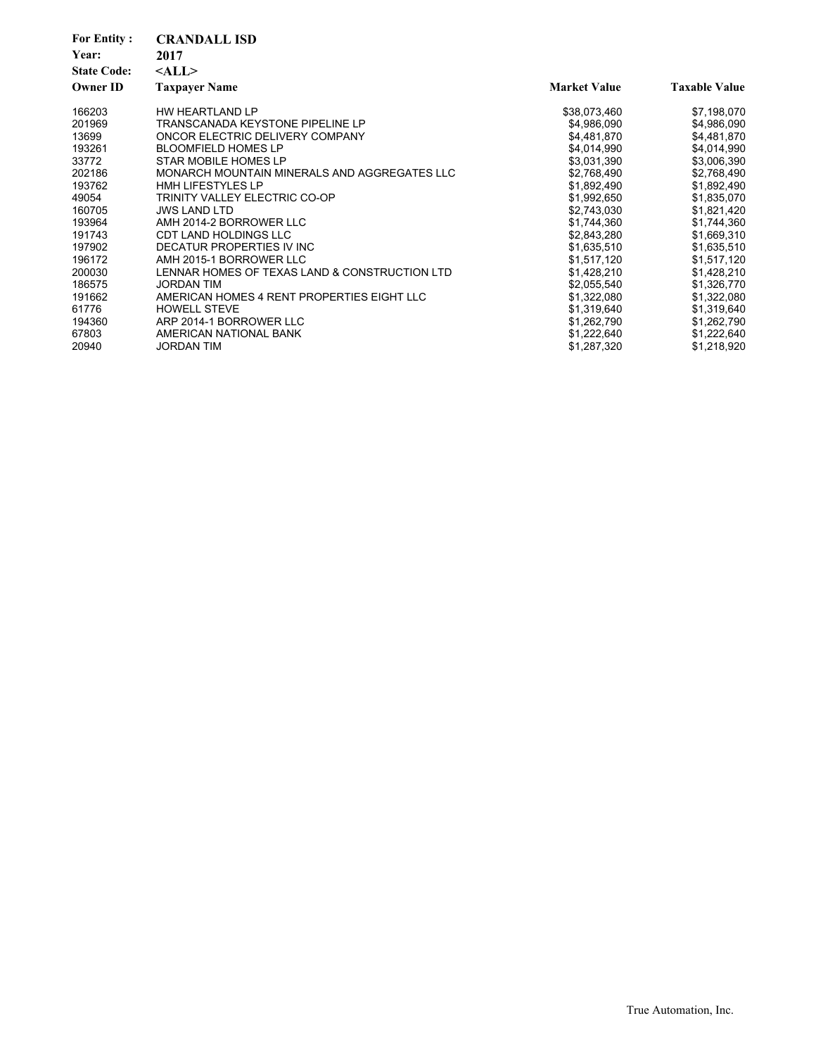**For Entity :** **CRANDALL ISD**
**Year:** **2017**
**State Code:** **<ALL>**

| Owner ID | Taxpayer Name | Market Value | Taxable Value |
|---|---|---|---|
| 166203 | HW HEARTLAND LP | $38,073,460 | $7,198,070 |
| 201969 | TRANSCANADA KEYSTONE PIPELINE LP | $4,986,090 | $4,986,090 |
| 13699 | ONCOR ELECTRIC DELIVERY COMPANY | $4,481,870 | $4,481,870 |
| 193261 | BLOOMFIELD HOMES LP | $4,014,990 | $4,014,990 |
| 33772 | STAR MOBILE HOMES LP | $3,031,390 | $3,006,390 |
| 202186 | MONARCH MOUNTAIN MINERALS AND AGGREGATES LLC | $2,768,490 | $2,768,490 |
| 193762 | HMH LIFESTYLES LP | $1,892,490 | $1,892,490 |
| 49054 | TRINITY VALLEY ELECTRIC CO-OP | $1,992,650 | $1,835,070 |
| 160705 | JWS LAND LTD | $2,743,030 | $1,821,420 |
| 193964 | AMH 2014-2 BORROWER LLC | $1,744,360 | $1,744,360 |
| 191743 | CDT LAND HOLDINGS LLC | $2,843,280 | $1,669,310 |
| 197902 | DECATUR PROPERTIES IV INC | $1,635,510 | $1,635,510 |
| 196172 | AMH 2015-1 BORROWER LLC | $1,517,120 | $1,517,120 |
| 200030 | LENNAR HOMES OF TEXAS LAND & CONSTRUCTION LTD | $1,428,210 | $1,428,210 |
| 186575 | JORDAN TIM | $2,055,540 | $1,326,770 |
| 191662 | AMERICAN HOMES 4 RENT PROPERTIES EIGHT LLC | $1,322,080 | $1,322,080 |
| 61776 | HOWELL STEVE | $1,319,640 | $1,319,640 |
| 194360 | ARP 2014-1 BORROWER LLC | $1,262,790 | $1,262,790 |
| 67803 | AMERICAN NATIONAL BANK | $1,222,640 | $1,222,640 |
| 20940 | JORDAN TIM | $1,287,320 | $1,218,920 |

True Automation, Inc.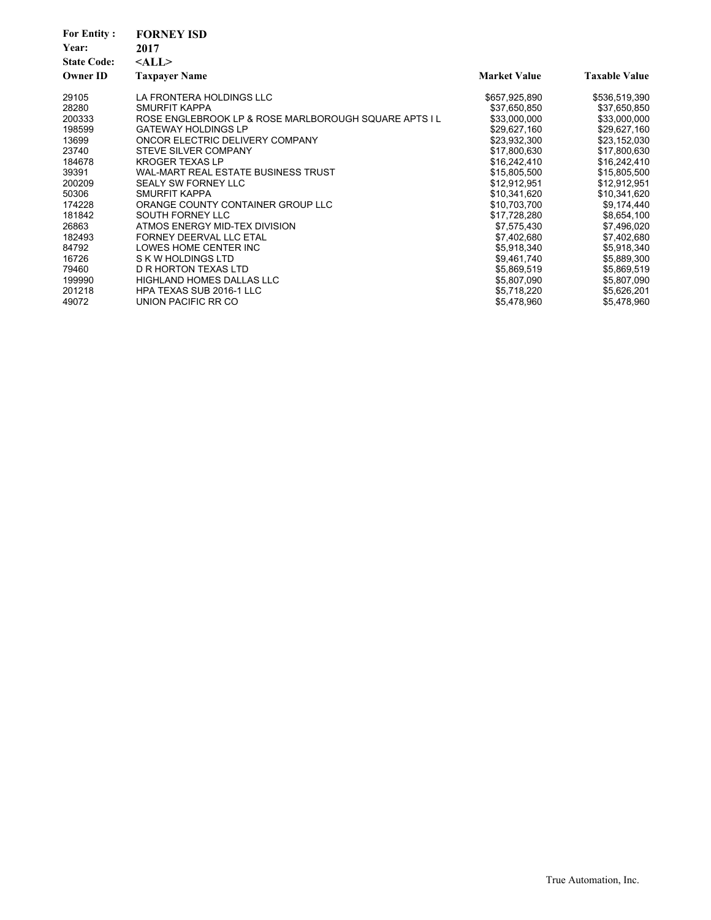**For Entity :** FORNEY ISD
**Year:** 2017
**State Code:** <ALL>

| Owner ID | Taxpayer Name | Market Value | Taxable Value |
|---|---|---|---|
| 29105 | LA FRONTERA HOLDINGS LLC | $657,925,890 | $536,519,390 |
| 28280 | SMURFIT KAPPA | $37,650,850 | $37,650,850 |
| 200333 | ROSE ENGLEBROOK LP & ROSE MARLBOROUGH SQUARE APTS I L | $33,000,000 | $33,000,000 |
| 198599 | GATEWAY HOLDINGS LP | $29,627,160 | $29,627,160 |
| 13699 | ONCOR ELECTRIC DELIVERY COMPANY | $23,932,300 | $23,152,030 |
| 23740 | STEVE SILVER COMPANY | $17,800,630 | $17,800,630 |
| 184678 | KROGER TEXAS LP | $16,242,410 | $16,242,410 |
| 39391 | WAL-MART REAL ESTATE BUSINESS TRUST | $15,805,500 | $15,805,500 |
| 200209 | SEALY SW FORNEY LLC | $12,912,951 | $12,912,951 |
| 50306 | SMURFIT KAPPA | $10,341,620 | $10,341,620 |
| 174228 | ORANGE COUNTY CONTAINER GROUP LLC | $10,703,700 | $9,174,440 |
| 181842 | SOUTH FORNEY LLC | $17,728,280 | $8,654,100 |
| 26863 | ATMOS ENERGY MID-TEX DIVISION | $7,575,430 | $7,496,020 |
| 182493 | FORNEY DEERVAL LLC ETAL | $7,402,680 | $7,402,680 |
| 84792 | LOWES HOME CENTER INC | $5,918,340 | $5,918,340 |
| 16726 | S K W HOLDINGS LTD | $9,461,740 | $5,889,300 |
| 79460 | D R HORTON TEXAS LTD | $5,869,519 | $5,869,519 |
| 199990 | HIGHLAND HOMES DALLAS LLC | $5,807,090 | $5,807,090 |
| 201218 | HPA TEXAS SUB 2016-1 LLC | $5,718,220 | $5,626,201 |
| 49072 | UNION PACIFIC RR CO | $5,478,960 | $5,478,960 |

True Automation, Inc.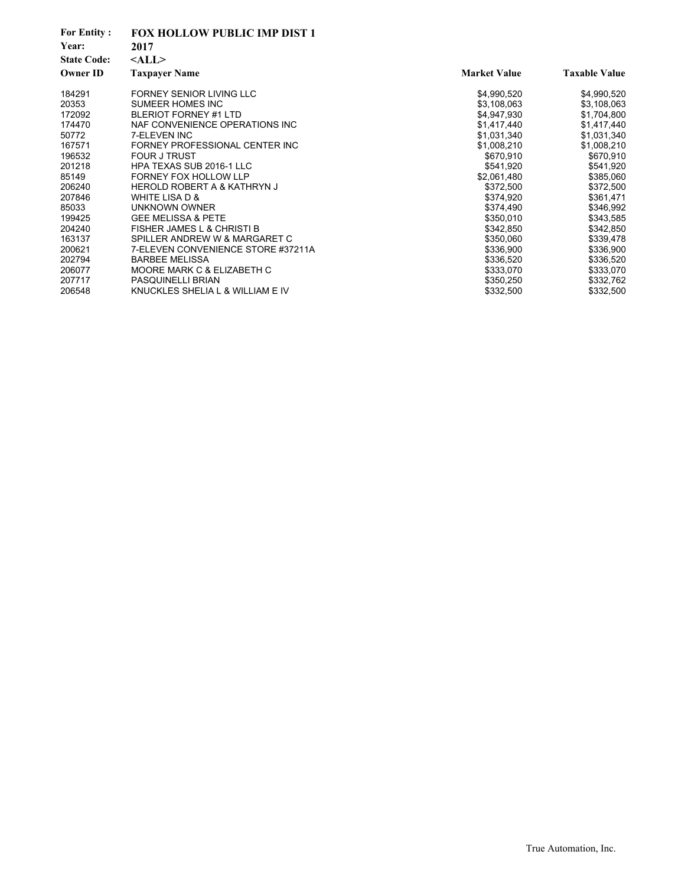**For Entity :** **FOX HOLLOW PUBLIC IMP DIST 1**
**Year:** **2017**
**State Code:** **<ALL>**

| Owner ID | Taxpayer Name | Market Value | Taxable Value |
|---|---|---|---|
| 184291 | FORNEY SENIOR LIVING LLC | $4,990,520 | $4,990,520 |
| 20353 | SUMEER HOMES INC | $3,108,063 | $3,108,063 |
| 172092 | BLERIOT FORNEY #1 LTD | $4,947,930 | $1,704,800 |
| 174470 | NAF CONVENIENCE OPERATIONS INC | $1,417,440 | $1,417,440 |
| 50772 | 7-ELEVEN INC | $1,031,340 | $1,031,340 |
| 167571 | FORNEY PROFESSIONAL CENTER INC | $1,008,210 | $1,008,210 |
| 196532 | FOUR J TRUST | $670,910 | $670,910 |
| 201218 | HPA TEXAS SUB 2016-1 LLC | $541,920 | $541,920 |
| 85149 | FORNEY FOX HOLLOW LLP | $2,061,480 | $385,060 |
| 206240 | HEROLD ROBERT A & KATHRYN J | $372,500 | $372,500 |
| 207846 | WHITE LISA D & | $374,920 | $361,471 |
| 85033 | UNKNOWN OWNER | $374,490 | $346,992 |
| 199425 | GEE MELISSA & PETE | $350,010 | $343,585 |
| 204240 | FISHER JAMES L & CHRISTI B | $342,850 | $342,850 |
| 163137 | SPILLER ANDREW W & MARGARET C | $350,060 | $339,478 |
| 200621 | 7-ELEVEN CONVENIENCE STORE #37211A | $336,900 | $336,900 |
| 202794 | BARBEE MELISSA | $336,520 | $336,520 |
| 206077 | MOORE MARK C & ELIZABETH C | $333,070 | $333,070 |
| 207717 | PASQUINELLI BRIAN | $350,250 | $332,762 |
| 206548 | KNUCKLES SHELIA L & WILLIAM E IV | $332,500 | $332,500 |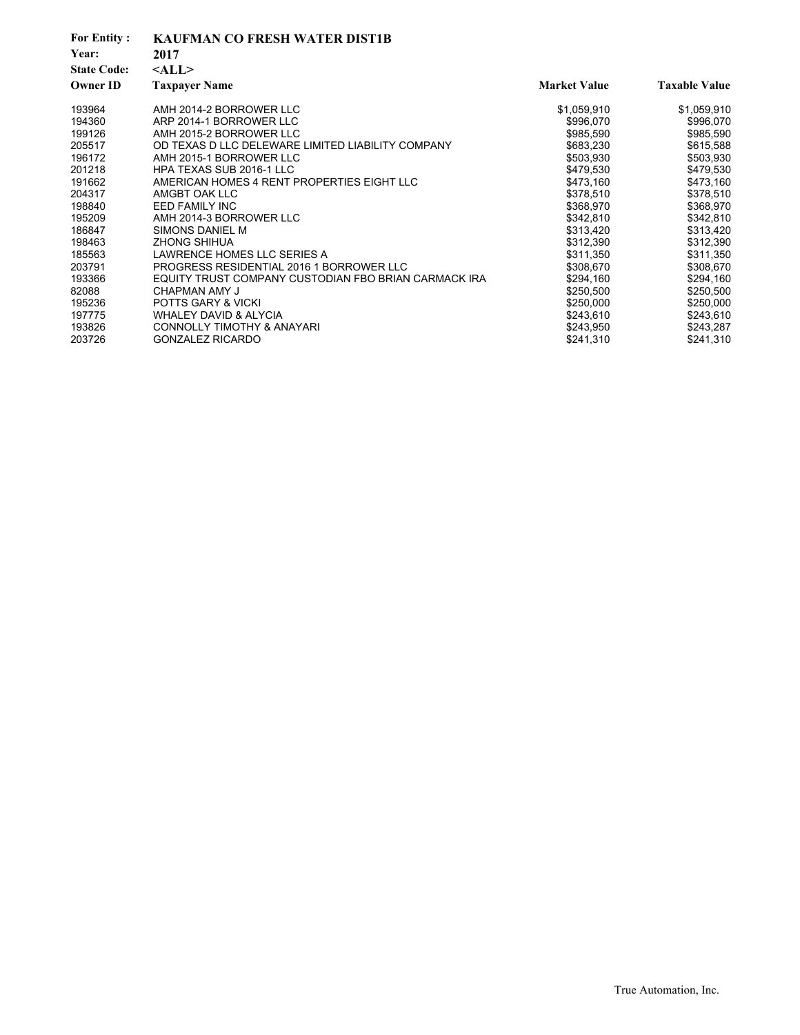**For Entity :** **KAUFMAN CO FRESH WATER DIST1B**
**Year:** **2017**
**State Code:** **<ALL>**

| Owner ID | Taxpayer Name | Market Value | Taxable Value |
|---|---|---|---|
| 193964 | AMH 2014-2 BORROWER LLC | $1,059,910 | $1,059,910 |
| 194360 | ARP 2014-1 BORROWER LLC | $996,070 | $996,070 |
| 199126 | AMH 2015-2 BORROWER LLC | $985,590 | $985,590 |
| 205517 | OD TEXAS D LLC DELEWARE LIMITED LIABILITY COMPANY | $683,230 | $615,588 |
| 196172 | AMH 2015-1 BORROWER LLC | $503,930 | $503,930 |
| 201218 | HPA TEXAS SUB 2016-1 LLC | $479,530 | $479,530 |
| 191662 | AMERICAN HOMES 4 RENT PROPERTIES EIGHT LLC | $473,160 | $473,160 |
| 204317 | AMGBT OAK LLC | $378,510 | $378,510 |
| 198840 | EED FAMILY INC | $368,970 | $368,970 |
| 195209 | AMH 2014-3 BORROWER LLC | $342,810 | $342,810 |
| 186847 | SIMONS DANIEL M | $313,420 | $313,420 |
| 198463 | ZHONG SHIHUA | $312,390 | $312,390 |
| 185563 | LAWRENCE HOMES LLC SERIES A | $311,350 | $311,350 |
| 203791 | PROGRESS RESIDENTIAL 2016 1 BORROWER LLC | $308,670 | $308,670 |
| 193366 | EQUITY TRUST COMPANY CUSTODIAN FBO BRIAN CARMACK IRA | $294,160 | $294,160 |
| 82088 | CHAPMAN AMY J | $250,500 | $250,500 |
| 195236 | POTTS GARY & VICKI | $250,000 | $250,000 |
| 197775 | WHALEY DAVID & ALYCIA | $243,610 | $243,610 |
| 193826 | CONNOLLY TIMOTHY & ANAYARI | $243,950 | $243,287 |
| 203726 | GONZALEZ RICARDO | $241,310 | $241,310 |

True Automation, Inc.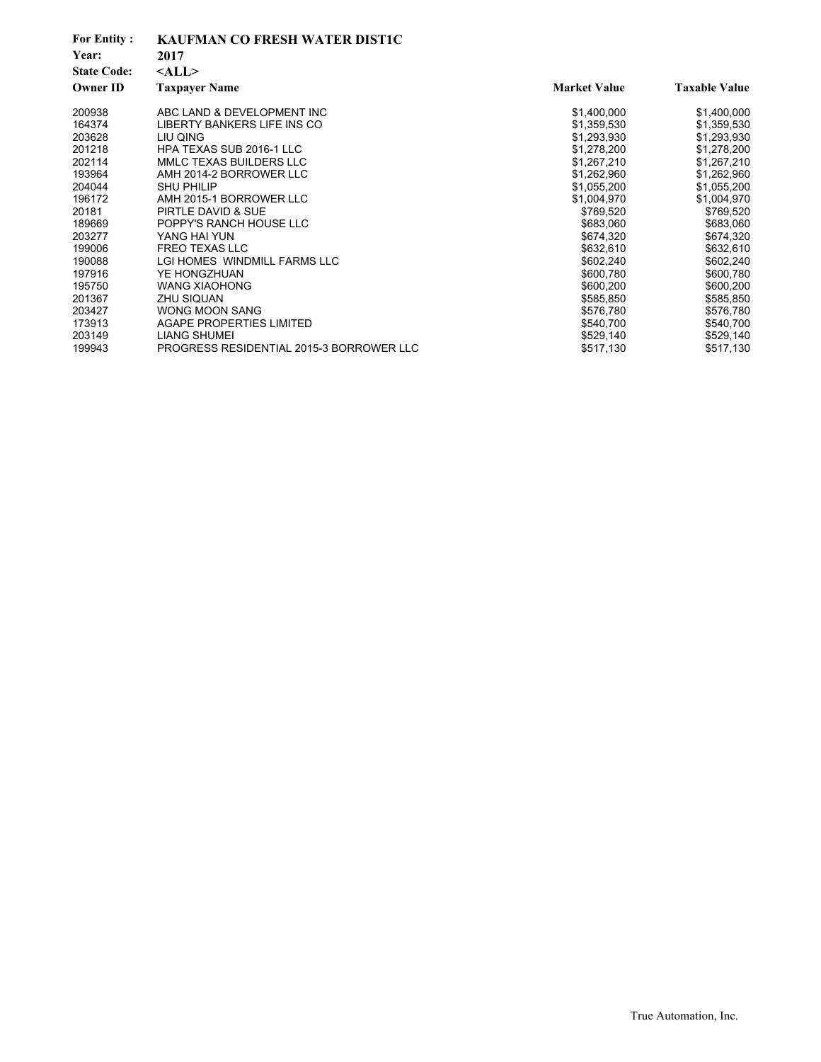**For Entity :** KAUFMAN CO FRESH WATER DIST1C
**Year:** 2017
**State Code:** <ALL>

| Owner ID | Taxpayer Name | Market Value | Taxable Value |
|---|---|---|---|
| 200938 | ABC LAND & DEVELOPMENT INC | $1,400,000 | $1,400,000 |
| 164374 | LIBERTY BANKERS LIFE INS CO | $1,359,530 | $1,359,530 |
| 203628 | LIU QING | $1,293,930 | $1,293,930 |
| 201218 | HPA TEXAS SUB 2016-1 LLC | $1,278,200 | $1,278,200 |
| 202114 | MMLC TEXAS BUILDERS LLC | $1,267,210 | $1,267,210 |
| 193964 | AMH 2014-2 BORROWER LLC | $1,262,960 | $1,262,960 |
| 204044 | SHU PHILIP | $1,055,200 | $1,055,200 |
| 196172 | AMH 2015-1 BORROWER LLC | $1,004,970 | $1,004,970 |
| 20181 | PIRTLE DAVID & SUE | $769,520 | $769,520 |
| 189669 | POPPY'S RANCH HOUSE LLC | $683,060 | $683,060 |
| 203277 | YANG HAI YUN | $674,320 | $674,320 |
| 199006 | FREO TEXAS LLC | $632,610 | $632,610 |
| 190088 | LGI HOMES WINDMILL FARMS LLC | $602,240 | $602,240 |
| 197916 | YE HONGZHUAN | $600,780 | $600,780 |
| 195750 | WANG XIAOHONG | $600,200 | $600,200 |
| 201367 | ZHU SIQUAN | $585,850 | $585,850 |
| 203427 | WONG MOON SANG | $576,780 | $576,780 |
| 173913 | AGAPE PROPERTIES LIMITED | $540,700 | $540,700 |
| 203149 | LIANG SHUMEI | $529,140 | $529,140 |
| 199943 | PROGRESS RESIDENTIAL 2015-3 BORROWER LLC | $517,130 | $517,130 |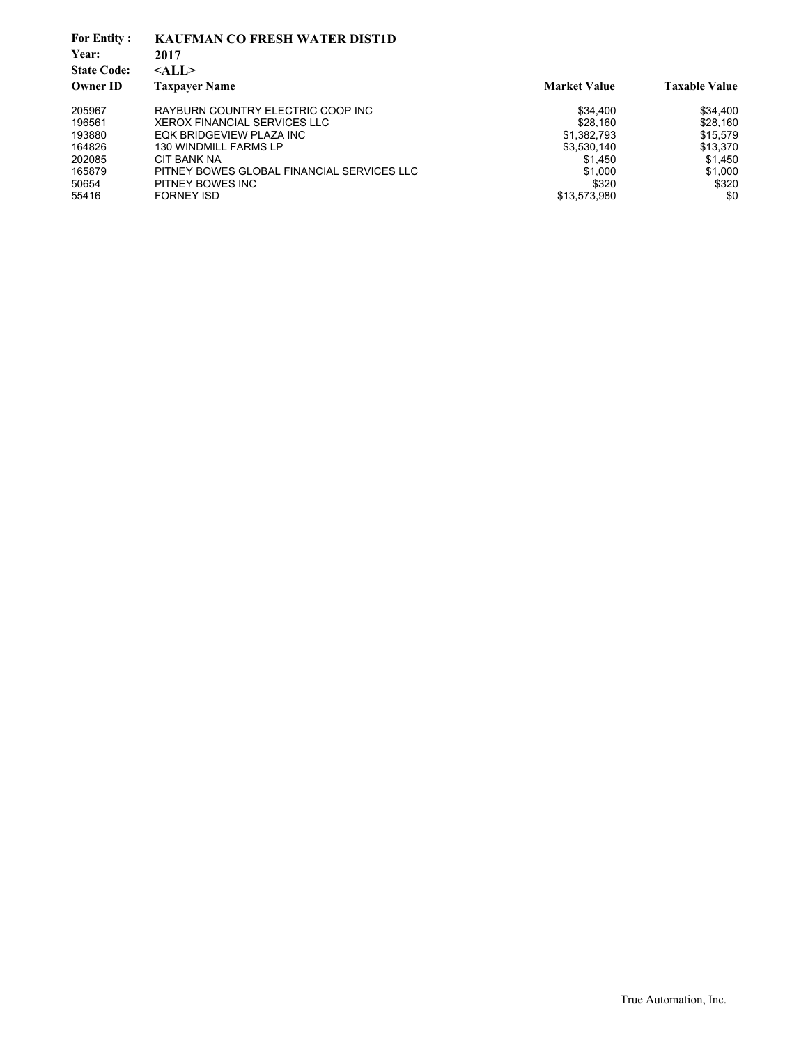**For Entity :** **KAUFMAN CO FRESH WATER DIST1D**
**Year:** **2017**
**State Code:** **<ALL>**

| Owner ID | Taxpayer Name | Market Value | Taxable Value |
|---|---|---|---|
| 205967 | RAYBURN COUNTRY ELECTRIC COOP INC | $34,400 | $34,400 |
| 196561 | XEROX FINANCIAL SERVICES LLC | $28,160 | $28,160 |
| 193880 | EQK BRIDGEVIEW PLAZA INC | $1,382,793 | $15,579 |
| 164826 | 130 WINDMILL FARMS LP | $3,530,140 | $13,370 |
| 202085 | CIT BANK NA | $1,450 | $1,450 |
| 165879 | PITNEY BOWES GLOBAL FINANCIAL SERVICES LLC | $1,000 | $1,000 |
| 50654 | PITNEY BOWES INC | $320 | $320 |
| 55416 | FORNEY ISD | $13,573,980 | $0 |

True Automation, Inc.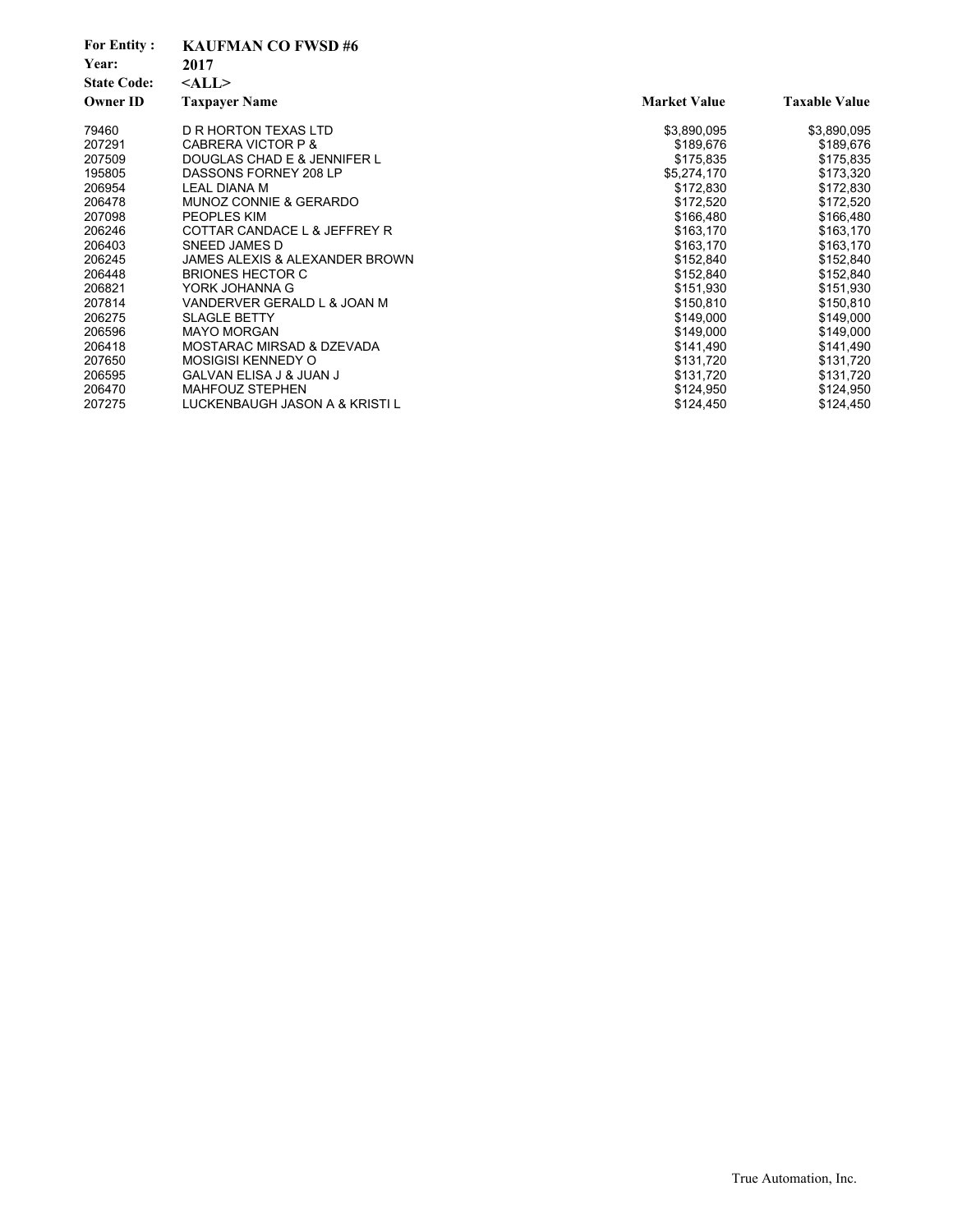**For Entity :** **KAUFMAN CO FWSD #6**

**Year:** **2017**

**State Code:** **<ALL>**

| Owner ID | Taxpayer Name | Market Value | Taxable Value |
|---|---|---|---|
| 79460 | D R HORTON TEXAS LTD | $3,890,095 | $3,890,095 |
| 207291 | CABRERA VICTOR P & | $189,676 | $189,676 |
| 207509 | DOUGLAS CHAD E & JENNIFER L | $175,835 | $175,835 |
| 195805 | DASSONS FORNEY 208 LP | $5,274,170 | $173,320 |
| 206954 | LEAL DIANA M | $172,830 | $172,830 |
| 206478 | MUNOZ CONNIE & GERARDO | $172,520 | $172,520 |
| 207098 | PEOPLES KIM | $166,480 | $166,480 |
| 206246 | COTTAR CANDACE L & JEFFREY R | $163,170 | $163,170 |
| 206403 | SNEED JAMES D | $163,170 | $163,170 |
| 206245 | JAMES ALEXIS & ALEXANDER BROWN | $152,840 | $152,840 |
| 206448 | BRIONES HECTOR C | $152,840 | $152,840 |
| 206821 | YORK JOHANNA G | $151,930 | $151,930 |
| 207814 | VANDERVER GERALD L & JOAN M | $150,810 | $150,810 |
| 206275 | SLAGLE BETTY | $149,000 | $149,000 |
| 206596 | MAYO MORGAN | $149,000 | $149,000 |
| 206418 | MOSTARAC MIRSAD & DZEVADA | $141,490 | $141,490 |
| 207650 | MOSIGISI KENNEDY O | $131,720 | $131,720 |
| 206595 | GALVAN ELISA J & JUAN J | $131,720 | $131,720 |
| 206470 | MAHFOUZ STEPHEN | $124,950 | $124,950 |
| 207275 | LUCKENBAUGH JASON A & KRISTI L | $124,450 | $124,450 |

True Automation, Inc.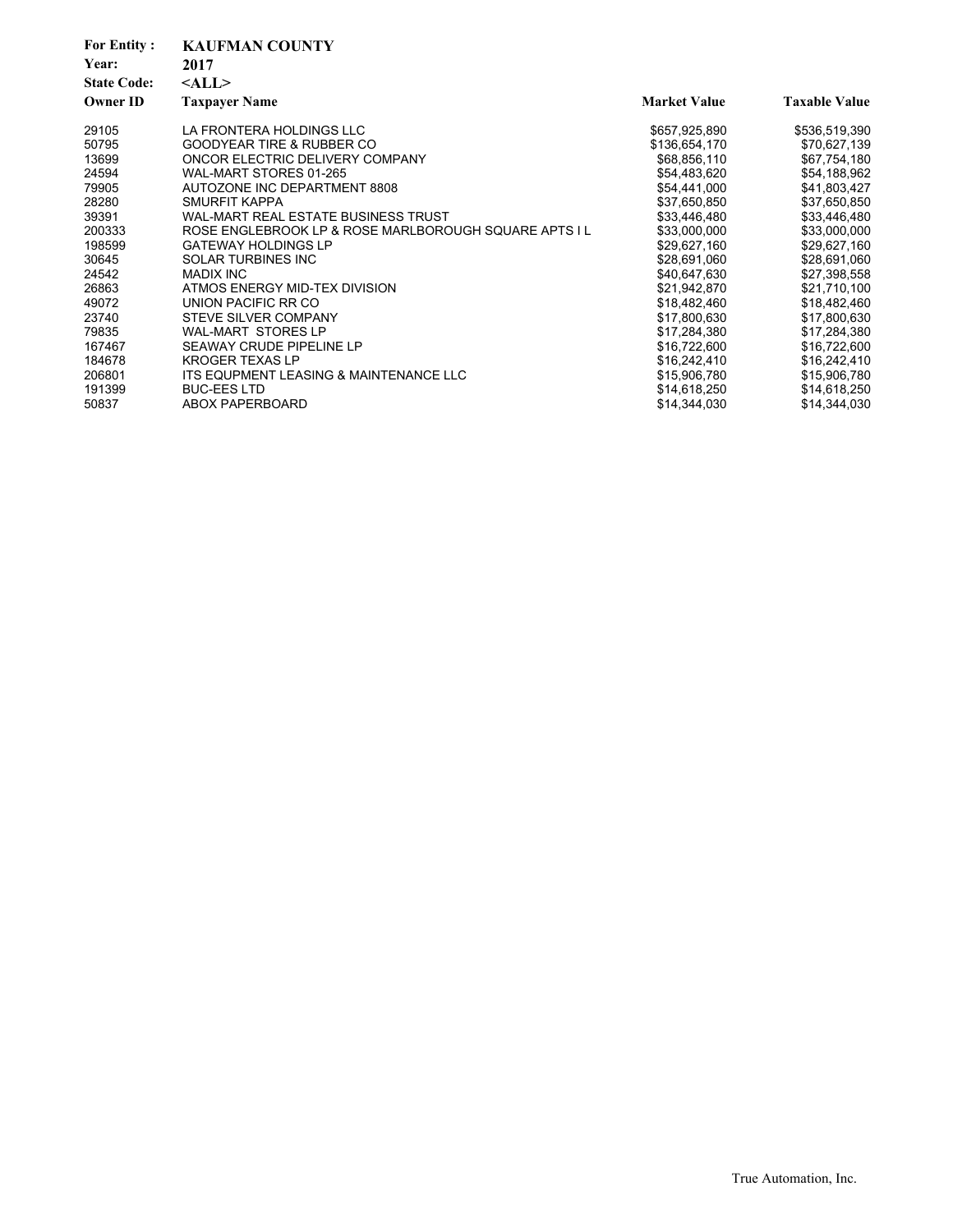**For Entity :** **KAUFMAN COUNTY**
**Year:** **2017**
**State Code:** **<ALL>**

| Owner ID | Taxpayer Name | Market Value | Taxable Value |
|---|---|---|---|
| 29105 | LA FRONTERA HOLDINGS LLC | $657,925,890 | $536,519,390 |
| 50795 | GOODYEAR TIRE & RUBBER CO | $136,654,170 | $70,627,139 |
| 13699 | ONCOR ELECTRIC DELIVERY COMPANY | $68,856,110 | $67,754,180 |
| 24594 | WAL-MART STORES 01-265 | $54,483,620 | $54,188,962 |
| 79905 | AUTOZONE INC DEPARTMENT 8808 | $54,441,000 | $41,803,427 |
| 28280 | SMURFIT KAPPA | $37,650,850 | $37,650,850 |
| 39391 | WAL-MART REAL ESTATE BUSINESS TRUST | $33,446,480 | $33,446,480 |
| 200333 | ROSE ENGLEBROOK LP & ROSE MARLBOROUGH SQUARE APTS I L | $33,000,000 | $33,000,000 |
| 198599 | GATEWAY HOLDINGS LP | $29,627,160 | $29,627,160 |
| 30645 | SOLAR TURBINES INC | $28,691,060 | $28,691,060 |
| 24542 | MADIX INC | $40,647,630 | $27,398,558 |
| 26863 | ATMOS ENERGY MID-TEX DIVISION | $21,942,870 | $21,710,100 |
| 49072 | UNION PACIFIC RR CO | $18,482,460 | $18,482,460 |
| 23740 | STEVE SILVER COMPANY | $17,800,630 | $17,800,630 |
| 79835 | WAL-MART STORES LP | $17,284,380 | $17,284,380 |
| 167467 | SEAWAY CRUDE PIPELINE LP | $16,722,600 | $16,722,600 |
| 184678 | KROGER TEXAS LP | $16,242,410 | $16,242,410 |
| 206801 | ITS EQUPMENT LEASING & MAINTENANCE LLC | $15,906,780 | $15,906,780 |
| 191399 | BUC-EES LTD | $14,618,250 | $14,618,250 |
| 50837 | ABOX PAPERBOARD | $14,344,030 | $14,344,030 |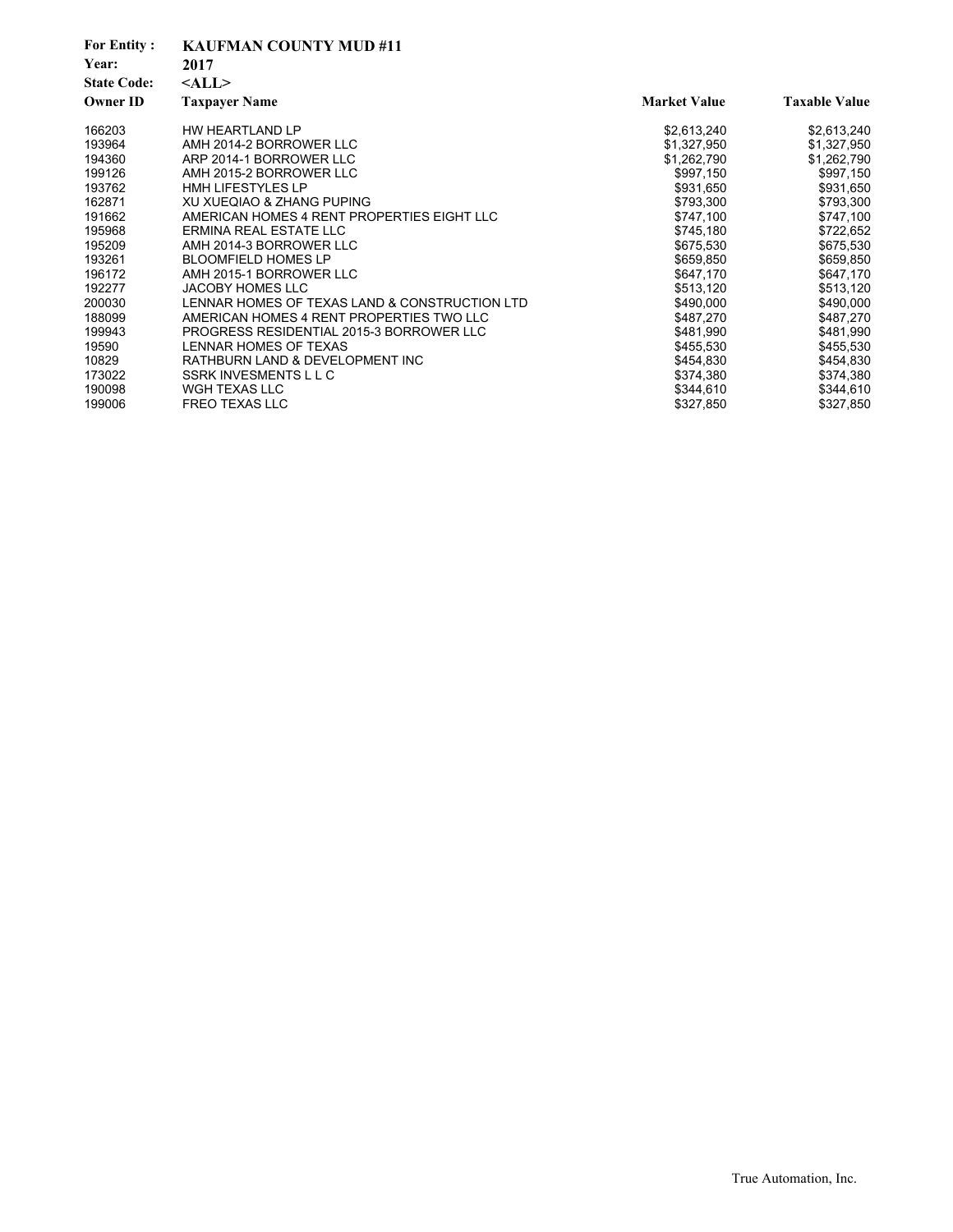**For Entity :** KAUFMAN COUNTY MUD #11
**Year:** 2017
**State Code:** <ALL>

| Owner ID | Taxpayer Name | Market Value | Taxable Value |
|---|---|---|---|
| 166203 | HW HEARTLAND LP | $2,613,240 | $2,613,240 |
| 193964 | AMH 2014-2 BORROWER LLC | $1,327,950 | $1,327,950 |
| 194360 | ARP 2014-1 BORROWER LLC | $1,262,790 | $1,262,790 |
| 199126 | AMH 2015-2 BORROWER LLC | $997,150 | $997,150 |
| 193762 | HMH LIFESTYLES LP | $931,650 | $931,650 |
| 162871 | XU XUEQIAO & ZHANG PUPING | $793,300 | $793,300 |
| 191662 | AMERICAN HOMES 4 RENT PROPERTIES EIGHT LLC | $747,100 | $747,100 |
| 195968 | ERMINA REAL ESTATE LLC | $745,180 | $722,652 |
| 195209 | AMH 2014-3 BORROWER LLC | $675,530 | $675,530 |
| 193261 | BLOOMFIELD HOMES LP | $659,850 | $659,850 |
| 196172 | AMH 2015-1 BORROWER LLC | $647,170 | $647,170 |
| 192277 | JACOBY HOMES LLC | $513,120 | $513,120 |
| 200030 | LENNAR HOMES OF TEXAS LAND & CONSTRUCTION LTD | $490,000 | $490,000 |
| 188099 | AMERICAN HOMES 4 RENT PROPERTIES TWO LLC | $487,270 | $487,270 |
| 199943 | PROGRESS RESIDENTIAL 2015-3 BORROWER LLC | $481,990 | $481,990 |
| 19590 | LENNAR HOMES OF TEXAS | $455,530 | $455,530 |
| 10829 | RATHBURN LAND & DEVELOPMENT INC | $454,830 | $454,830 |
| 173022 | SSRK INVESMENTS L L C | $374,380 | $374,380 |
| 190098 | WGH TEXAS LLC | $344,610 | $344,610 |
| 199006 | FREO TEXAS LLC | $327,850 | $327,850 |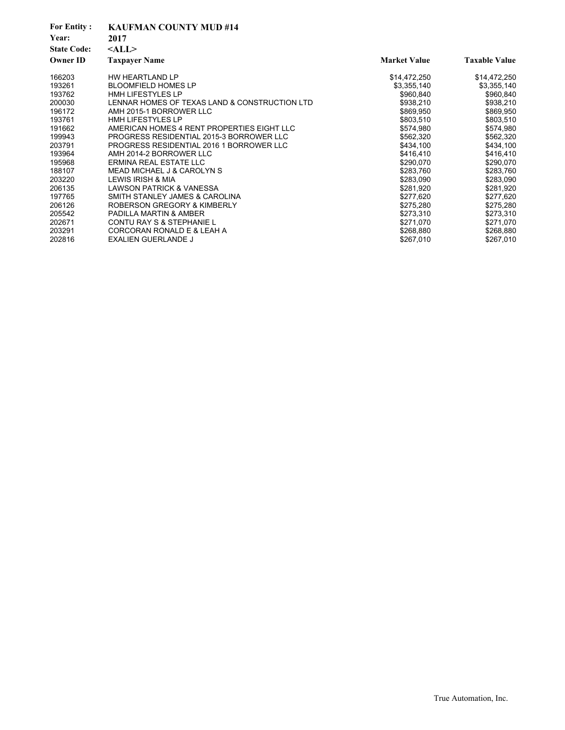**For Entity :** KAUFMAN COUNTY MUD #14
**Year:** 2017
**State Code:** <ALL>

| Owner ID | Taxpayer Name | Market Value | Taxable Value |
|---|---|---|---|
| 166203 | HW HEARTLAND LP | $14,472,250 | $14,472,250 |
| 193261 | BLOOMFIELD HOMES LP | $3,355,140 | $3,355,140 |
| 193762 | HMH LIFESTYLES LP | $960,840 | $960,840 |
| 200030 | LENNAR HOMES OF TEXAS LAND & CONSTRUCTION LTD | $938,210 | $938,210 |
| 196172 | AMH 2015-1 BORROWER LLC | $869,950 | $869,950 |
| 193761 | HMH LIFESTYLES LP | $803,510 | $803,510 |
| 191662 | AMERICAN HOMES 4 RENT PROPERTIES EIGHT LLC | $574,980 | $574,980 |
| 199943 | PROGRESS RESIDENTIAL 2015-3 BORROWER LLC | $562,320 | $562,320 |
| 203791 | PROGRESS RESIDENTIAL 2016 1 BORROWER LLC | $434,100 | $434,100 |
| 193964 | AMH 2014-2 BORROWER LLC | $416,410 | $416,410 |
| 195968 | ERMINA REAL ESTATE LLC | $290,070 | $290,070 |
| 188107 | MEAD MICHAEL J & CAROLYN S | $283,760 | $283,760 |
| 203220 | LEWIS IRISH & MIA | $283,090 | $283,090 |
| 206135 | LAWSON PATRICK & VANESSA | $281,920 | $281,920 |
| 197765 | SMITH STANLEY JAMES & CAROLINA | $277,620 | $277,620 |
| 206126 | ROBERSON GREGORY & KIMBERLY | $275,280 | $275,280 |
| 205542 | PADILLA MARTIN & AMBER | $273,310 | $273,310 |
| 202671 | CONTU RAY S & STEPHANIE L | $271,070 | $271,070 |
| 203291 | CORCORAN RONALD E & LEAH A | $268,880 | $268,880 |
| 202816 | EXALIEN GUERLANDE J | $267,010 | $267,010 |

True Automation, Inc.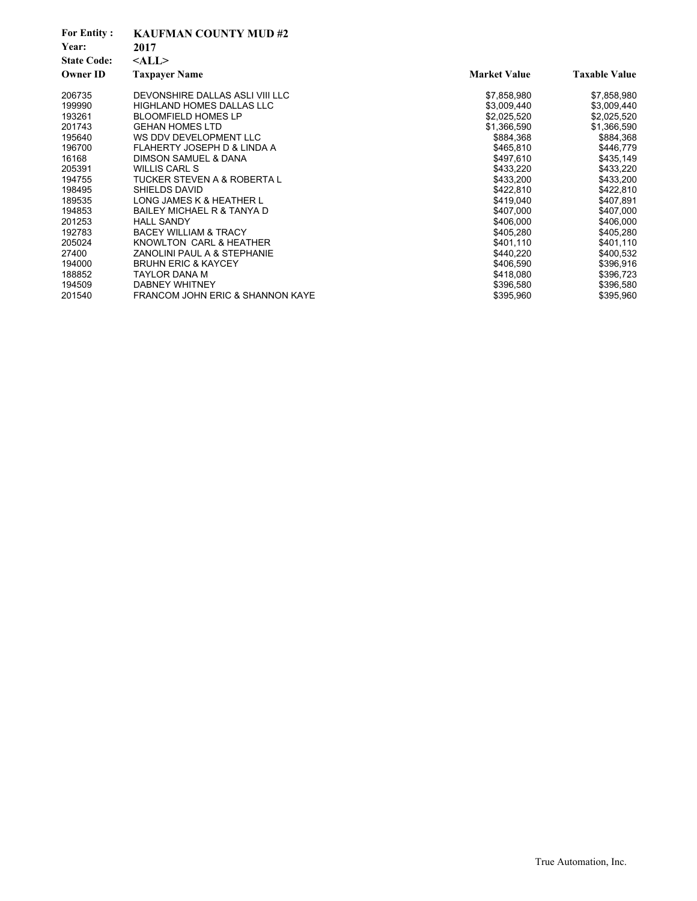**For Entity :** **KAUFMAN COUNTY MUD #2**
**Year:** **2017**
**State Code:** **<ALL>**

| Owner ID | Taxpayer Name | Market Value | Taxable Value |
|---|---|---|---|
| 206735 | DEVONSHIRE DALLAS ASLI VIII LLC | $7,858,980 | $7,858,980 |
| 199990 | HIGHLAND HOMES DALLAS LLC | $3,009,440 | $3,009,440 |
| 193261 | BLOOMFIELD HOMES LP | $2,025,520 | $2,025,520 |
| 201743 | GEHAN HOMES LTD | $1,366,590 | $1,366,590 |
| 195640 | WS DDV DEVELOPMENT LLC | $884,368 | $884,368 |
| 196700 | FLAHERTY JOSEPH D & LINDA A | $465,810 | $446,779 |
| 16168 | DIMSON SAMUEL & DANA | $497,610 | $435,149 |
| 205391 | WILLIS CARL S | $433,220 | $433,220 |
| 194755 | TUCKER STEVEN A & ROBERTA L | $433,200 | $433,200 |
| 198495 | SHIELDS DAVID | $422,810 | $422,810 |
| 189535 | LONG JAMES K & HEATHER L | $419,040 | $407,891 |
| 194853 | BAILEY MICHAEL R & TANYA D | $407,000 | $407,000 |
| 201253 | HALL SANDY | $406,000 | $406,000 |
| 192783 | BACEY WILLIAM & TRACY | $405,280 | $405,280 |
| 205024 | KNOWLTON CARL & HEATHER | $401,110 | $401,110 |
| 27400 | ZANOLINI PAUL A & STEPHANIE | $440,220 | $400,532 |
| 194000 | BRUHN ERIC & KAYCEY | $406,590 | $396,916 |
| 188852 | TAYLOR DANA M | $418,080 | $396,723 |
| 194509 | DABNEY WHITNEY | $396,580 | $396,580 |
| 201540 | FRANCOM JOHN ERIC & SHANNON KAYE | $395,960 | $395,960 |

True Automation, Inc.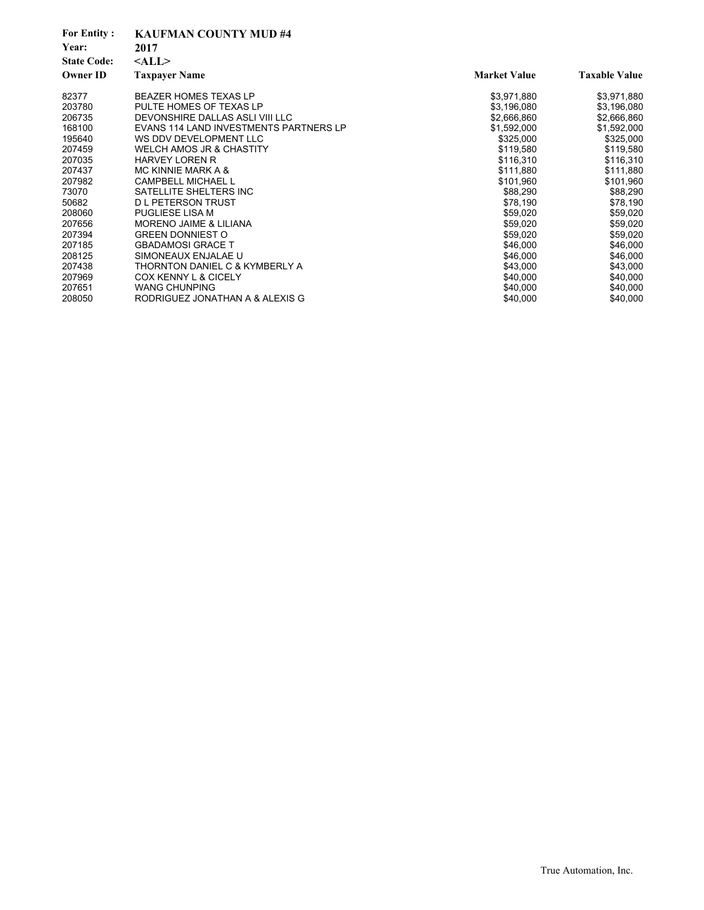**For Entity :** KAUFMAN COUNTY MUD #4
**Year:** 2017
**State Code:** <ALL>

| Owner ID | Taxpayer Name | Market Value | Taxable Value |
|---|---|---|---|
| 82377 | BEAZER HOMES TEXAS LP | $3,971,880 | $3,971,880 |
| 203780 | PULTE HOMES OF TEXAS LP | $3,196,080 | $3,196,080 |
| 206735 | DEVONSHIRE DALLAS ASLI VIII LLC | $2,666,860 | $2,666,860 |
| 168100 | EVANS 114 LAND INVESTMENTS PARTNERS LP | $1,592,000 | $1,592,000 |
| 195640 | WS DDV DEVELOPMENT LLC | $325,000 | $325,000 |
| 207459 | WELCH AMOS JR & CHASTITY | $119,580 | $119,580 |
| 207035 | HARVEY LOREN R | $116,310 | $116,310 |
| 207437 | MC KINNIE MARK A & | $111,880 | $111,880 |
| 207982 | CAMPBELL MICHAEL L | $101,960 | $101,960 |
| 73070 | SATELLITE SHELTERS INC | $88,290 | $88,290 |
| 50682 | D L PETERSON TRUST | $78,190 | $78,190 |
| 208060 | PUGLIESE LISA M | $59,020 | $59,020 |
| 207656 | MORENO JAIME & LILIANA | $59,020 | $59,020 |
| 207394 | GREEN DONNIEST O | $59,020 | $59,020 |
| 207185 | GBADAMOSI GRACE T | $46,000 | $46,000 |
| 208125 | SIMONEAUX ENJALAE U | $46,000 | $46,000 |
| 207438 | THORNTON DANIEL C & KYMBERLY A | $43,000 | $43,000 |
| 207969 | COX KENNY L & CICELY | $40,000 | $40,000 |
| 207651 | WANG CHUNPING | $40,000 | $40,000 |
| 208050 | RODRIGUEZ JONATHAN A & ALEXIS G | $40,000 | $40,000 |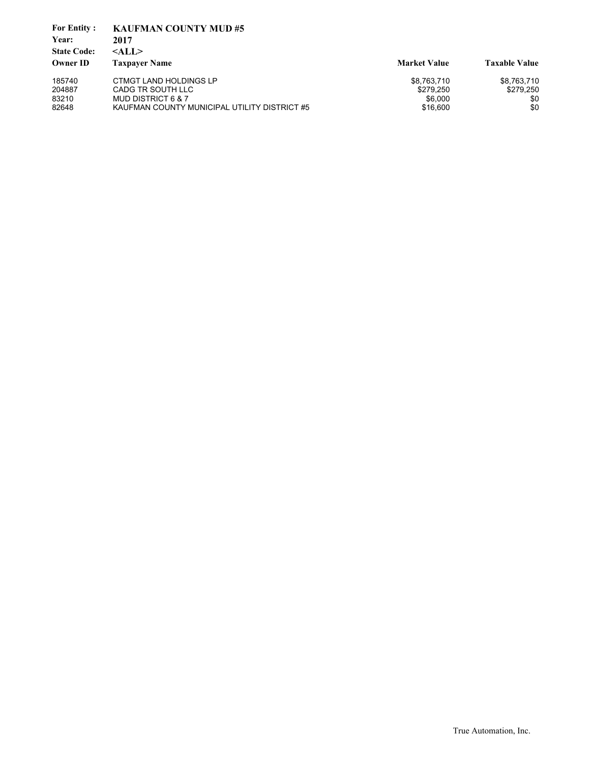**For Entity :** **KAUFMAN COUNTY MUD #5**
**Year:** **2017**
**State Code:** **<ALL>**

| Owner ID | Taxpayer Name | Market Value | Taxable Value |
|---|---|---|---|
| 185740 | CTMGT LAND HOLDINGS LP | $8,763,710 | $8,763,710 |
| 204887 | CADG TR SOUTH LLC | $279,250 | $279,250 |
| 83210 | MUD DISTRICT 6 & 7 | $6,000 | $0 |
| 82648 | KAUFMAN COUNTY MUNICIPAL UTILITY DISTRICT #5 | $16,600 | $0 |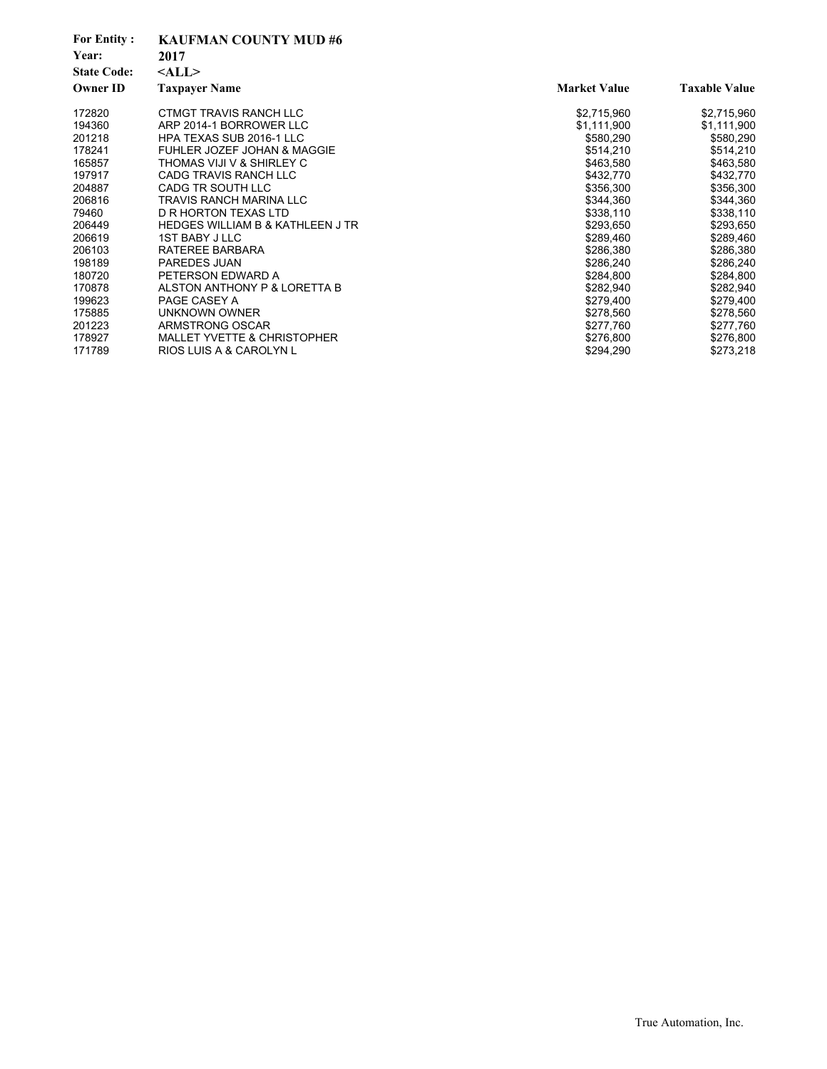**For Entity :** **KAUFMAN COUNTY MUD #6**

**Year:** **2017**

**State Code:** **<ALL>**

| Owner ID | Taxpayer Name | Market Value | Taxable Value |
|---|---|---|---|
| 172820 | CTMGT TRAVIS RANCH LLC | $2,715,960 | $2,715,960 |
| 194360 | ARP 2014-1 BORROWER LLC | $1,111,900 | $1,111,900 |
| 201218 | HPA TEXAS SUB 2016-1 LLC | $580,290 | $580,290 |
| 178241 | FUHLER JOZEF JOHAN & MAGGIE | $514,210 | $514,210 |
| 165857 | THOMAS VIJI V & SHIRLEY C | $463,580 | $463,580 |
| 197917 | CADG TRAVIS RANCH LLC | $432,770 | $432,770 |
| 204887 | CADG TR SOUTH LLC | $356,300 | $356,300 |
| 206816 | TRAVIS RANCH MARINA LLC | $344,360 | $344,360 |
| 79460 | D R HORTON TEXAS LTD | $338,110 | $338,110 |
| 206449 | HEDGES WILLIAM B & KATHLEEN J TR | $293,650 | $293,650 |
| 206619 | 1ST BABY J LLC | $289,460 | $289,460 |
| 206103 | RATEREE BARBARA | $286,380 | $286,380 |
| 198189 | PAREDES JUAN | $286,240 | $286,240 |
| 180720 | PETERSON EDWARD A | $284,800 | $284,800 |
| 170878 | ALSTON ANTHONY P & LORETTA B | $282,940 | $282,940 |
| 199623 | PAGE CASEY A | $279,400 | $279,400 |
| 175885 | UNKNOWN OWNER | $278,560 | $278,560 |
| 201223 | ARMSTRONG OSCAR | $277,760 | $277,760 |
| 178927 | MALLET YVETTE & CHRISTOPHER | $276,800 | $276,800 |
| 171789 | RIOS LUIS A & CAROLYN L | $294,290 | $273,218 |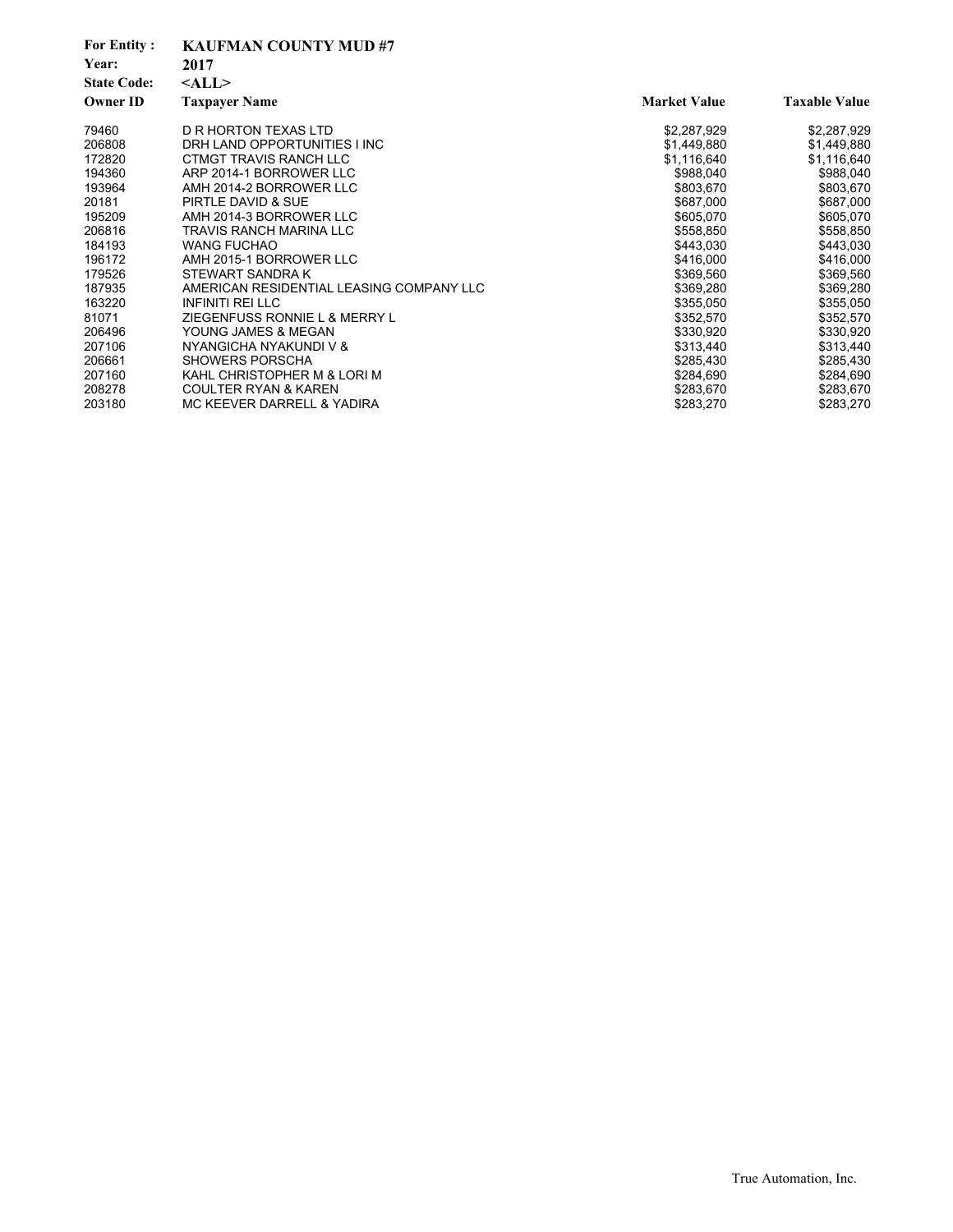**For Entity :** KAUFMAN COUNTY MUD #7
**Year:** 2017
**State Code:** <ALL>

| Owner ID | Taxpayer Name | Market Value | Taxable Value |
|---|---|---|---|
| 79460 | D R HORTON TEXAS LTD | $2,287,929 | $2,287,929 |
| 206808 | DRH LAND OPPORTUNITIES I INC | $1,449,880 | $1,449,880 |
| 172820 | CTMGT TRAVIS RANCH LLC | $1,116,640 | $1,116,640 |
| 194360 | ARP 2014-1 BORROWER LLC | $988,040 | $988,040 |
| 193964 | AMH 2014-2 BORROWER LLC | $803,670 | $803,670 |
| 20181 | PIRTLE DAVID & SUE | $687,000 | $687,000 |
| 195209 | AMH 2014-3 BORROWER LLC | $605,070 | $605,070 |
| 206816 | TRAVIS RANCH MARINA LLC | $558,850 | $558,850 |
| 184193 | WANG FUCHAO | $443,030 | $443,030 |
| 196172 | AMH 2015-1 BORROWER LLC | $416,000 | $416,000 |
| 179526 | STEWART SANDRA K | $369,560 | $369,560 |
| 187935 | AMERICAN RESIDENTIAL LEASING COMPANY LLC | $369,280 | $369,280 |
| 163220 | INFINITI REI LLC | $355,050 | $355,050 |
| 81071 | ZIEGENFUSS RONNIE L & MERRY L | $352,570 | $352,570 |
| 206496 | YOUNG JAMES & MEGAN | $330,920 | $330,920 |
| 207106 | NYANGICHA NYAKUNDI V & | $313,440 | $313,440 |
| 206661 | SHOWERS PORSCHA | $285,430 | $285,430 |
| 207160 | KAHL CHRISTOPHER M & LORI M | $284,690 | $284,690 |
| 208278 | COULTER RYAN & KAREN | $283,670 | $283,670 |
| 203180 | MC KEEVER DARRELL & YADIRA | $283,270 | $283,270 |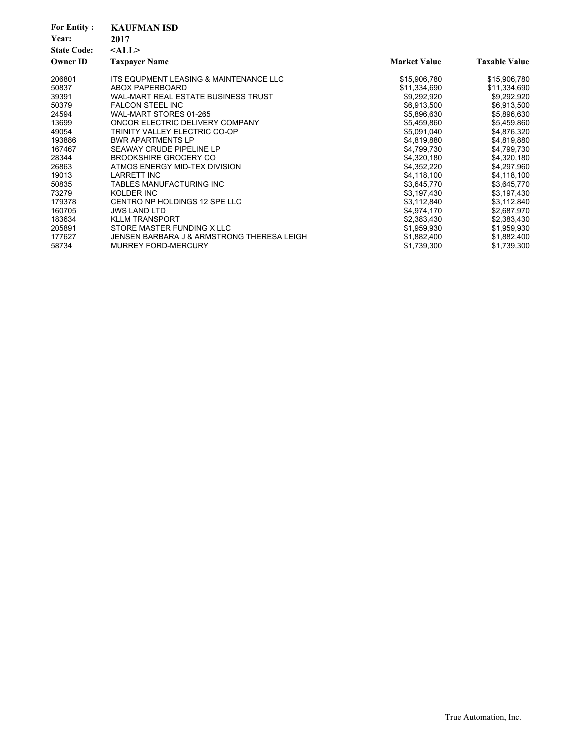**For Entity :** **KAUFMAN ISD**
**Year:** **2017**
**State Code:** **<ALL>**

| Owner ID | Taxpayer Name | Market Value | Taxable Value |
|---|---|---|---|
| 206801 | ITS EQUIPMENT LEASING & MAINTENANCE LLC | $15,906,780 | $15,906,780 |
| 50837 | ABOX PAPERBOARD | $11,334,690 | $11,334,690 |
| 39391 | WAL-MART REAL ESTATE BUSINESS TRUST | $9,292,920 | $9,292,920 |
| 50379 | FALCON STEEL INC | $6,913,500 | $6,913,500 |
| 24594 | WAL-MART STORES 01-265 | $5,896,630 | $5,896,630 |
| 13699 | ONCOR ELECTRIC DELIVERY COMPANY | $5,459,860 | $5,459,860 |
| 49054 | TRINITY VALLEY ELECTRIC CO-OP | $5,091,040 | $4,876,320 |
| 193886 | BWR APARTMENTS LP | $4,819,880 | $4,819,880 |
| 167467 | SEAWAY CRUDE PIPELINE LP | $4,799,730 | $4,799,730 |
| 28344 | BROOKSHIRE GROCERY CO | $4,320,180 | $4,320,180 |
| 26863 | ATMOS ENERGY MID-TEX DIVISION | $4,352,220 | $4,297,960 |
| 19013 | LARRETT INC | $4,118,100 | $4,118,100 |
| 50835 | TABLES MANUFACTURING INC | $3,645,770 | $3,645,770 |
| 73279 | KOLDER INC | $3,197,430 | $3,197,430 |
| 179378 | CENTRO NP HOLDINGS 12 SPE LLC | $3,112,840 | $3,112,840 |
| 160705 | JWS LAND LTD | $4,974,170 | $2,687,970 |
| 183634 | KLLM TRANSPORT | $2,383,430 | $2,383,430 |
| 205891 | STORE MASTER FUNDING X LLC | $1,959,930 | $1,959,930 |
| 177627 | JENSEN BARBARA J & ARMSTRONG THERESA LEIGH | $1,882,400 | $1,882,400 |
| 58734 | MURREY FORD-MERCURY | $1,739,300 | $1,739,300 |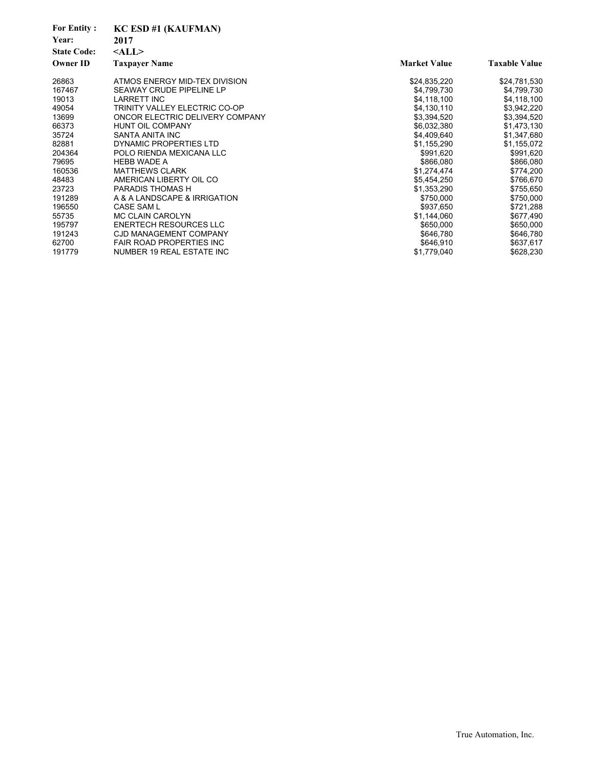**For Entity :** KC ESD #1 (KAUFMAN)
**Year:** 2017
**State Code:** <ALL>

| Owner ID | Taxpayer Name | Market Value | Taxable Value |
|---|---|---|---|
| 26863 | ATMOS ENERGY MID-TEX DIVISION | $24,835,220 | $24,781,530 |
| 167467 | SEAWAY CRUDE PIPELINE LP | $4,799,730 | $4,799,730 |
| 19013 | LARRETT INC | $4,118,100 | $4,118,100 |
| 49054 | TRINITY VALLEY ELECTRIC CO-OP | $4,130,110 | $3,942,220 |
| 13699 | ONCOR ELECTRIC DELIVERY COMPANY | $3,394,520 | $3,394,520 |
| 66373 | HUNT OIL COMPANY | $6,032,380 | $1,473,130 |
| 35724 | SANTA ANITA INC | $4,409,640 | $1,347,680 |
| 82881 | DYNAMIC PROPERTIES LTD | $1,155,290 | $1,155,072 |
| 204364 | POLO RIENDA MEXICANA LLC | $991,620 | $991,620 |
| 79695 | HEBB WADE A | $866,080 | $866,080 |
| 160536 | MATTHEWS CLARK | $1,274,474 | $774,200 |
| 48483 | AMERICAN LIBERTY OIL CO | $5,454,250 | $766,670 |
| 23723 | PARADIS THOMAS H | $1,353,290 | $755,650 |
| 191289 | A & A LANDSCAPE & IRRIGATION | $750,000 | $750,000 |
| 196550 | CASE SAM L | $937,650 | $721,288 |
| 55735 | MC CLAIN CAROLYN | $1,144,060 | $677,490 |
| 195797 | ENERTECH RESOURCES LLC | $650,000 | $650,000 |
| 191243 | CJD MANAGEMENT COMPANY | $646,780 | $646,780 |
| 62700 | FAIR ROAD PROPERTIES INC | $646,910 | $637,617 |
| 191779 | NUMBER 19 REAL ESTATE INC | $1,779,040 | $628,230 |

True Automation, Inc.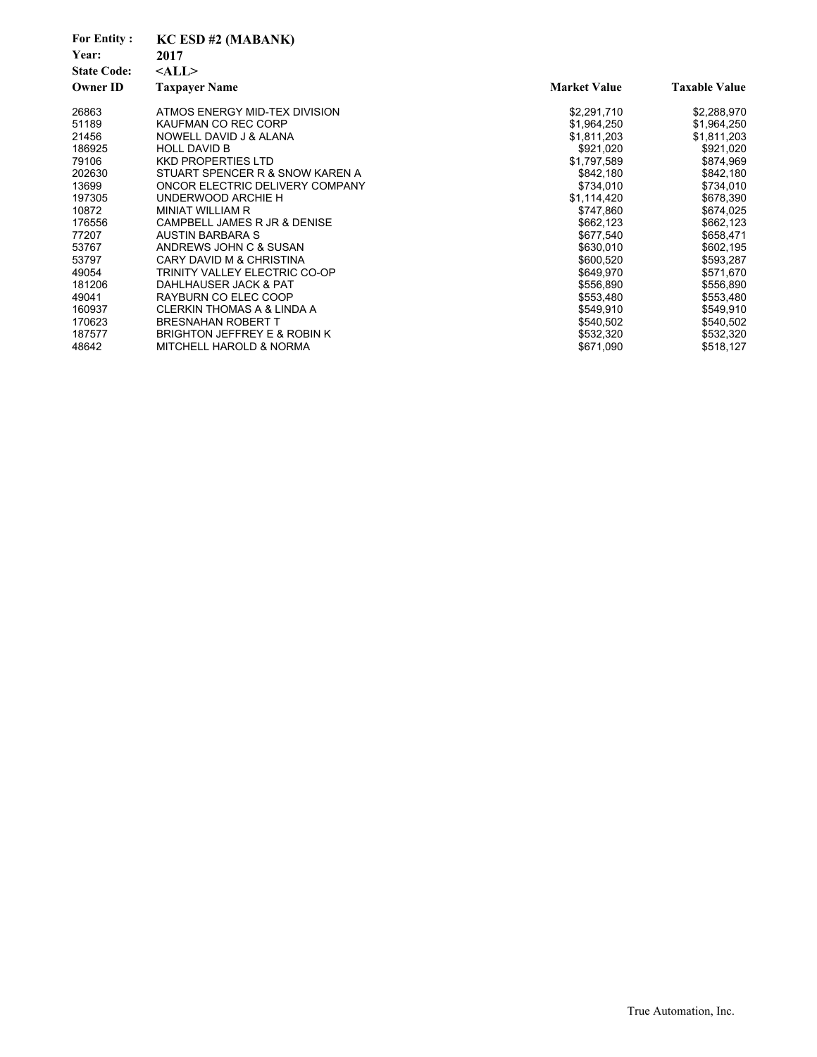**For Entity :** KC ESD #2 (MABANK)
**Year:** 2017
**State Code:** <ALL>

| Owner ID | Taxpayer Name | Market Value | Taxable Value |
|---|---|---|---|
| 26863 | ATMOS ENERGY MID-TEX DIVISION | $2,291,710 | $2,288,970 |
| 51189 | KAUFMAN CO REC CORP | $1,964,250 | $1,964,250 |
| 21456 | NOWELL DAVID J & ALANA | $1,811,203 | $1,811,203 |
| 186925 | HOLL DAVID B | $921,020 | $921,020 |
| 79106 | KKD PROPERTIES LTD | $1,797,589 | $874,969 |
| 202630 | STUART SPENCER R & SNOW KAREN A | $842,180 | $842,180 |
| 13699 | ONCOR ELECTRIC DELIVERY COMPANY | $734,010 | $734,010 |
| 197305 | UNDERWOOD ARCHIE H | $1,114,420 | $678,390 |
| 10872 | MINIAT WILLIAM R | $747,860 | $674,025 |
| 176556 | CAMPBELL JAMES R JR & DENISE | $662,123 | $662,123 |
| 77207 | AUSTIN BARBARA S | $677,540 | $658,471 |
| 53767 | ANDREWS JOHN C & SUSAN | $630,010 | $602,195 |
| 53797 | CARY DAVID M & CHRISTINA | $600,520 | $593,287 |
| 49054 | TRINITY VALLEY ELECTRIC CO-OP | $649,970 | $571,670 |
| 181206 | DAHLHAUSER JACK & PAT | $556,890 | $556,890 |
| 49041 | RAYBURN CO ELEC COOP | $553,480 | $553,480 |
| 160937 | CLERKIN THOMAS A & LINDA A | $549,910 | $549,910 |
| 170623 | BRESNAHAN ROBERT T | $540,502 | $540,502 |
| 187577 | BRIGHTON JEFFREY E & ROBIN K | $532,320 | $532,320 |
| 48642 | MITCHELL HAROLD & NORMA | $671,090 | $518,127 |

True Automation, Inc.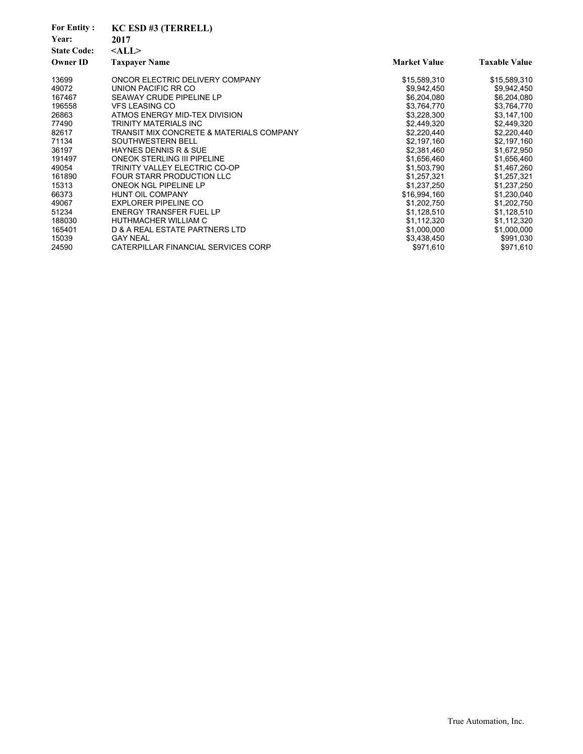**For Entity :** KC ESD #3 (TERRELL)
**Year:** 2017
**State Code:** <ALL>

| Owner ID | Taxpayer Name | Market Value | Taxable Value |
|---|---|---|---|
| 13699 | ONCOR ELECTRIC DELIVERY COMPANY | $15,589,310 | $15,589,310 |
| 49072 | UNION PACIFIC RR CO | $9,942,450 | $9,942,450 |
| 167467 | SEAWAY CRUDE PIPELINE LP | $6,204,080 | $6,204,080 |
| 196558 | VFS LEASING CO | $3,764,770 | $3,764,770 |
| 26863 | ATMOS ENERGY MID-TEX DIVISION | $3,228,300 | $3,147,100 |
| 77490 | TRINITY MATERIALS INC | $2,449,320 | $2,449,320 |
| 82617 | TRANSIT MIX CONCRETE & MATERIALS COMPANY | $2,220,440 | $2,220,440 |
| 71134 | SOUTHWESTERN BELL | $2,197,160 | $2,197,160 |
| 36197 | HAYNES DENNIS R & SUE | $2,381,460 | $1,672,950 |
| 191497 | ONEOK STERLING III PIPELINE | $1,656,460 | $1,656,460 |
| 49054 | TRINITY VALLEY ELECTRIC CO-OP | $1,503,790 | $1,467,260 |
| 161890 | FOUR STARR PRODUCTION LLC | $1,257,321 | $1,257,321 |
| 15313 | ONEOK NGL PIPELINE LP | $1,237,250 | $1,237,250 |
| 66373 | HUNT OIL COMPANY | $16,994,160 | $1,230,040 |
| 49067 | EXPLORER PIPELINE CO | $1,202,750 | $1,202,750 |
| 51234 | ENERGY TRANSFER FUEL LP | $1,128,510 | $1,128,510 |
| 188030 | HUTHMACHER WILLIAM C | $1,112,320 | $1,112,320 |
| 165401 | D & A REAL ESTATE PARTNERS LTD | $1,000,000 | $1,000,000 |
| 15039 | GAY NEAL | $3,438,450 | $991,030 |
| 24590 | CATERPILLAR FINANCIAL SERVICES CORP | $971,610 | $971,610 |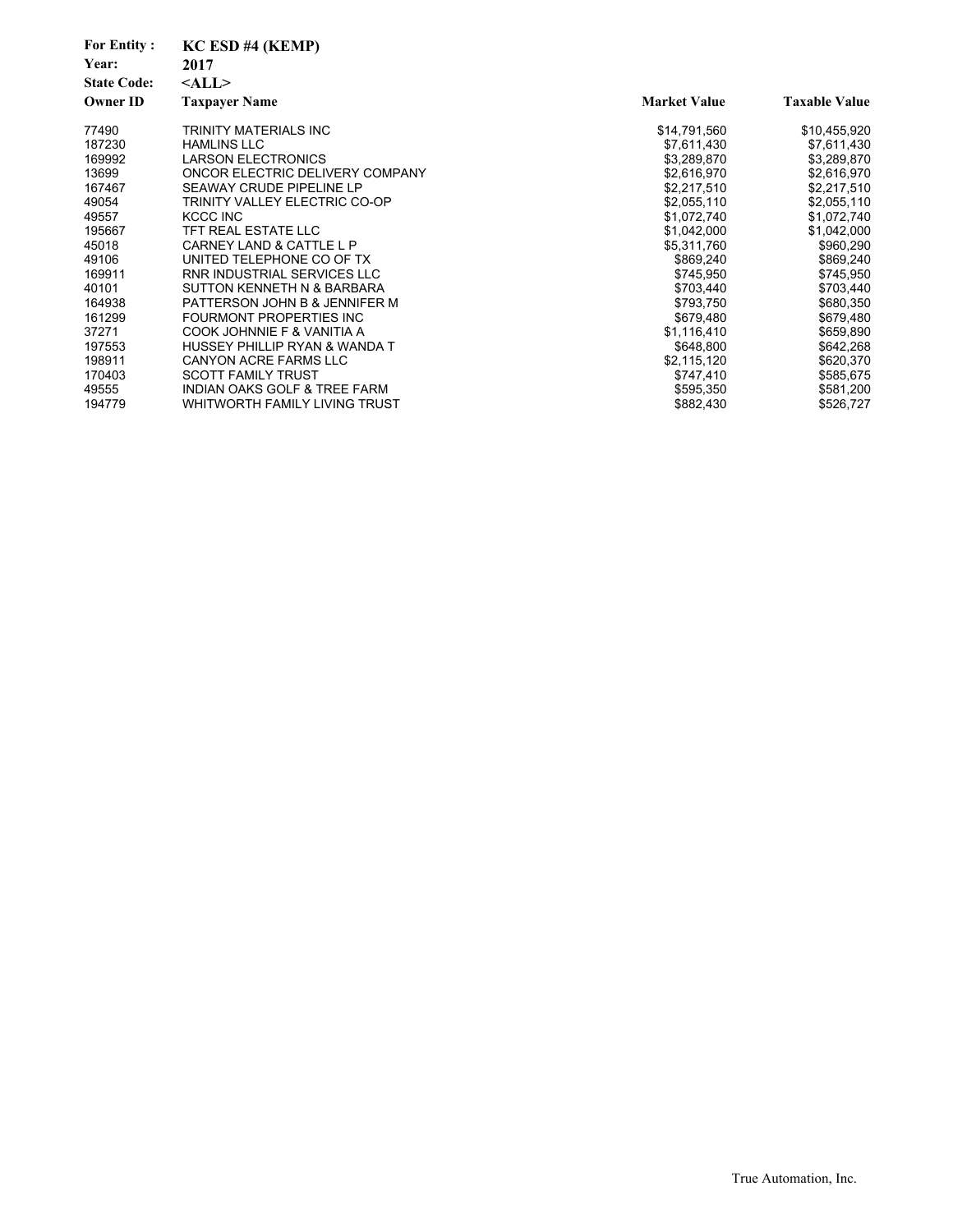**For Entity :** KC ESD #4 (KEMP)

**Year:** 2017

**State Code:** <ALL>

| Owner ID | Taxpayer Name | Market Value | Taxable Value |
|---|---|---|---|
| 77490 | TRINITY MATERIALS INC | $14,791,560 | $10,455,920 |
| 187230 | HAMLINS LLC | $7,611,430 | $7,611,430 |
| 169992 | LARSON ELECTRONICS | $3,289,870 | $3,289,870 |
| 13699 | ONCOR ELECTRIC DELIVERY COMPANY | $2,616,970 | $2,616,970 |
| 167467 | SEAWAY CRUDE PIPELINE LP | $2,217,510 | $2,217,510 |
| 49054 | TRINITY VALLEY ELECTRIC CO-OP | $2,055,110 | $2,055,110 |
| 49557 | KCCC INC | $1,072,740 | $1,072,740 |
| 195667 | TFT REAL ESTATE LLC | $1,042,000 | $1,042,000 |
| 45018 | CARNEY LAND & CATTLE L P | $5,311,760 | $960,290 |
| 49106 | UNITED TELEPHONE CO OF TX | $869,240 | $869,240 |
| 169911 | RNR INDUSTRIAL SERVICES LLC | $745,950 | $745,950 |
| 40101 | SUTTON KENNETH N & BARBARA | $703,440 | $703,440 |
| 164938 | PATTERSON JOHN B & JENNIFER M | $793,750 | $680,350 |
| 161299 | FOURMONT PROPERTIES INC | $679,480 | $679,480 |
| 37271 | COOK JOHNNIE F & VANITIA A | $1,116,410 | $659,890 |
| 197553 | HUSSEY PHILLIP RYAN & WANDA T | $648,800 | $642,268 |
| 198911 | CANYON ACRE FARMS LLC | $2,115,120 | $620,370 |
| 170403 | SCOTT FAMILY TRUST | $747,410 | $585,675 |
| 49555 | INDIAN OAKS GOLF & TREE FARM | $595,350 | $581,200 |
| 194779 | WHITWORTH FAMILY LIVING TRUST | $882,430 | $526,727 |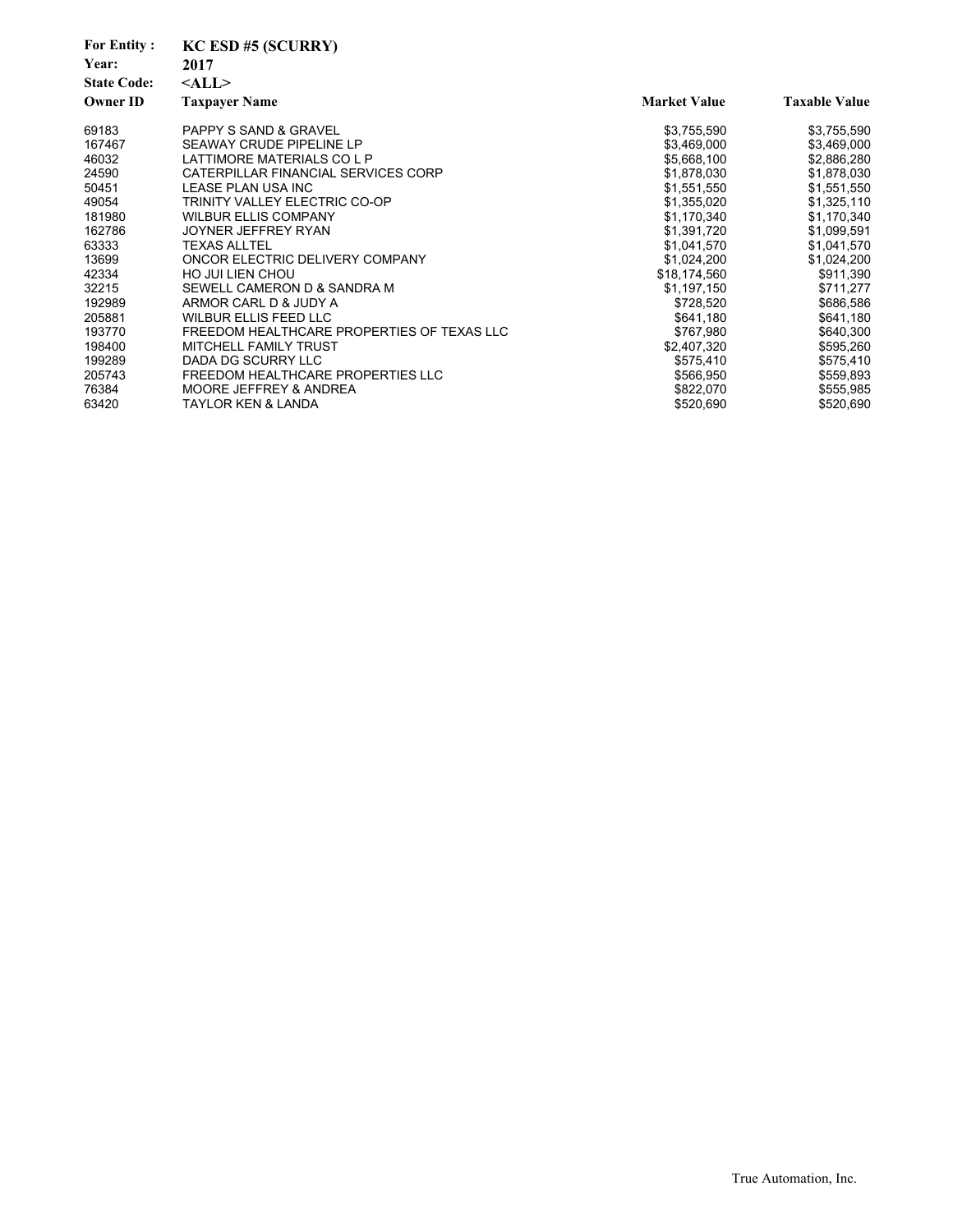**For Entity :** KC ESD #5 (SCURRY)
**Year:** 2017
**State Code:** <ALL>

| Owner ID | Taxpayer Name | Market Value | Taxable Value |
|---|---|---|---|
| 69183 | PAPPY S SAND & GRAVEL | $3,755,590 | $3,755,590 |
| 167467 | SEAWAY CRUDE PIPELINE LP | $3,469,000 | $3,469,000 |
| 46032 | LATTIMORE MATERIALS CO L P | $5,668,100 | $2,886,280 |
| 24590 | CATERPILLAR FINANCIAL SERVICES CORP | $1,878,030 | $1,878,030 |
| 50451 | LEASE PLAN USA INC | $1,551,550 | $1,551,550 |
| 49054 | TRINITY VALLEY ELECTRIC CO-OP | $1,355,020 | $1,325,110 |
| 181980 | WILBUR ELLIS COMPANY | $1,170,340 | $1,170,340 |
| 162786 | JOYNER JEFFREY RYAN | $1,391,720 | $1,099,591 |
| 63333 | TEXAS ALLTEL | $1,041,570 | $1,041,570 |
| 13699 | ONCOR ELECTRIC DELIVERY COMPANY | $1,024,200 | $1,024,200 |
| 42334 | HO JUI LIEN CHOU | $18,174,560 | $911,390 |
| 32215 | SEWELL CAMERON D & SANDRA M | $1,197,150 | $711,277 |
| 192989 | ARMOR CARL D & JUDY A | $728,520 | $686,586 |
| 205881 | WILBUR ELLIS FEED LLC | $641,180 | $641,180 |
| 193770 | FREEDOM HEALTHCARE PROPERTIES OF TEXAS LLC | $767,980 | $640,300 |
| 198400 | MITCHELL FAMILY TRUST | $2,407,320 | $595,260 |
| 199289 | DADA DG SCURRY LLC | $575,410 | $575,410 |
| 205743 | FREEDOM HEALTHCARE PROPERTIES LLC | $566,950 | $559,893 |
| 76384 | MOORE JEFFREY & ANDREA | $822,070 | $555,985 |
| 63420 | TAYLOR KEN & LANDA | $520,690 | $520,690 |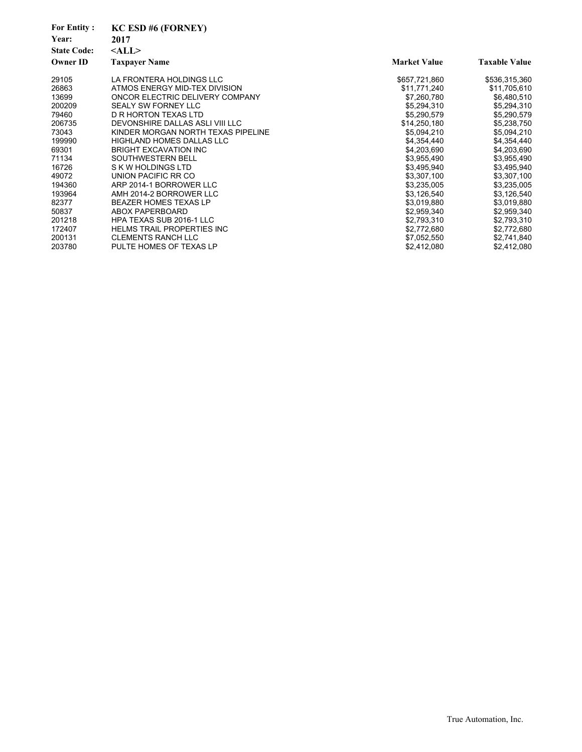**For Entity :** KC ESD #6 (FORNEY)

**Year:** 2017

**State Code:** <ALL>

| Owner ID | Taxpayer Name | Market Value | Taxable Value |
|---|---|---|---|
| 29105 | LA FRONTERA HOLDINGS LLC | $657,721,860 | $536,315,360 |
| 26863 | ATMOS ENERGY MID-TEX DIVISION | $11,771,240 | $11,705,610 |
| 13699 | ONCOR ELECTRIC DELIVERY COMPANY | $7,260,780 | $6,480,510 |
| 200209 | SEALY SW FORNEY LLC | $5,294,310 | $5,294,310 |
| 79460 | D R HORTON TEXAS LTD | $5,290,579 | $5,290,579 |
| 206735 | DEVONSHIRE DALLAS ASLI VIII LLC | $14,250,180 | $5,238,750 |
| 73043 | KINDER MORGAN NORTH TEXAS PIPELINE | $5,094,210 | $5,094,210 |
| 199990 | HIGHLAND HOMES DALLAS LLC | $4,354,440 | $4,354,440 |
| 69301 | BRIGHT EXCAVATION INC | $4,203,690 | $4,203,690 |
| 71134 | SOUTHWESTERN BELL | $3,955,490 | $3,955,490 |
| 16726 | S K W HOLDINGS LTD | $3,495,940 | $3,495,940 |
| 49072 | UNION PACIFIC RR CO | $3,307,100 | $3,307,100 |
| 194360 | ARP 2014-1 BORROWER LLC | $3,235,005 | $3,235,005 |
| 193964 | AMH 2014-2 BORROWER LLC | $3,126,540 | $3,126,540 |
| 82377 | BEAZER HOMES TEXAS LP | $3,019,880 | $3,019,880 |
| 50837 | ABOX PAPERBOARD | $2,959,340 | $2,959,340 |
| 201218 | HPA TEXAS SUB 2016-1 LLC | $2,793,310 | $2,793,310 |
| 172407 | HELMS TRAIL PROPERTIES INC | $2,772,680 | $2,772,680 |
| 200131 | CLEMENTS RANCH LLC | $7,052,550 | $2,741,840 |
| 203780 | PULTE HOMES OF TEXAS LP | $2,412,080 | $2,412,080 |

True Automation, Inc.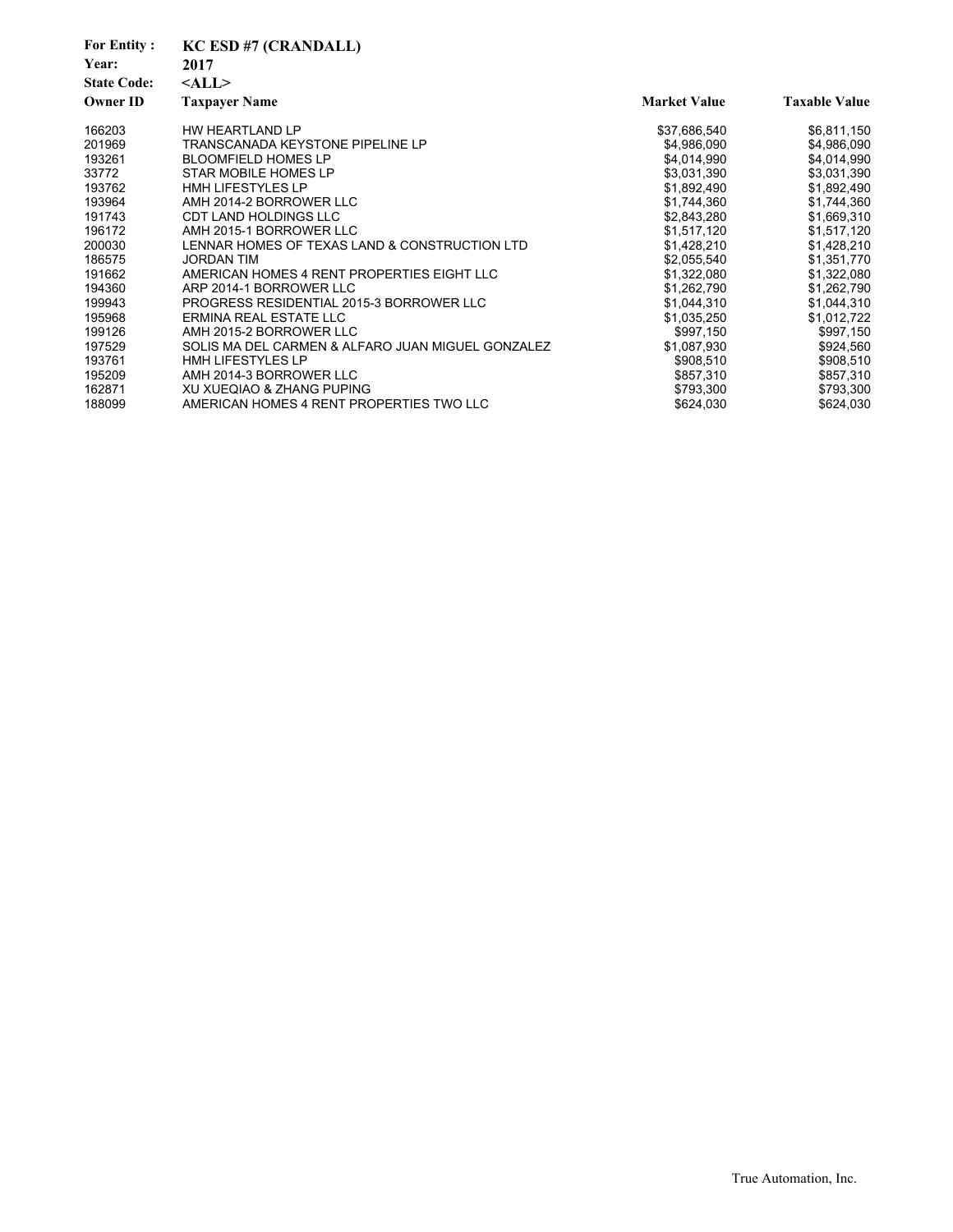**For Entity :** **KC ESD #7 (CRANDALL)**

**Year:** **2017**

**State Code:** **<ALL>**

| Owner ID | Taxpayer Name | Market Value | Taxable Value |
|---|---|---|---|
| 166203 | HW HEARTLAND LP | $37,686,540 | $6,811,150 |
| 201969 | TRANSCANADA KEYSTONE PIPELINE LP | $4,986,090 | $4,986,090 |
| 193261 | BLOOMFIELD HOMES LP | $4,014,990 | $4,014,990 |
| 33772 | STAR MOBILE HOMES LP | $3,031,390 | $3,031,390 |
| 193762 | HMH LIFESTYLES LP | $1,892,490 | $1,892,490 |
| 193964 | AMH 2014-2 BORROWER LLC | $1,744,360 | $1,744,360 |
| 191743 | CDT LAND HOLDINGS LLC | $2,843,280 | $1,669,310 |
| 196172 | AMH 2015-1 BORROWER LLC | $1,517,120 | $1,517,120 |
| 200030 | LENNAR HOMES OF TEXAS LAND & CONSTRUCTION LTD | $1,428,210 | $1,428,210 |
| 186575 | JORDAN TIM | $2,055,540 | $1,351,770 |
| 191662 | AMERICAN HOMES 4 RENT PROPERTIES EIGHT LLC | $1,322,080 | $1,322,080 |
| 194360 | ARP 2014-1 BORROWER LLC | $1,262,790 | $1,262,790 |
| 199943 | PROGRESS RESIDENTIAL 2015-3 BORROWER LLC | $1,044,310 | $1,044,310 |
| 195968 | ERMINA REAL ESTATE LLC | $1,035,250 | $1,012,722 |
| 199126 | AMH 2015-2 BORROWER LLC | $997,150 | $997,150 |
| 197529 | SOLIS MA DEL CARMEN & ALFARO JUAN MIGUEL GONZALEZ | $1,087,930 | $924,560 |
| 193761 | HMH LIFESTYLES LP | $908,510 | $908,510 |
| 195209 | AMH 2014-3 BORROWER LLC | $857,310 | $857,310 |
| 162871 | XU XUEQIAO & ZHANG PUPING | $793,300 | $793,300 |
| 188099 | AMERICAN HOMES 4 RENT PROPERTIES TWO LLC | $624,030 | $624,030 |

True Automation, Inc.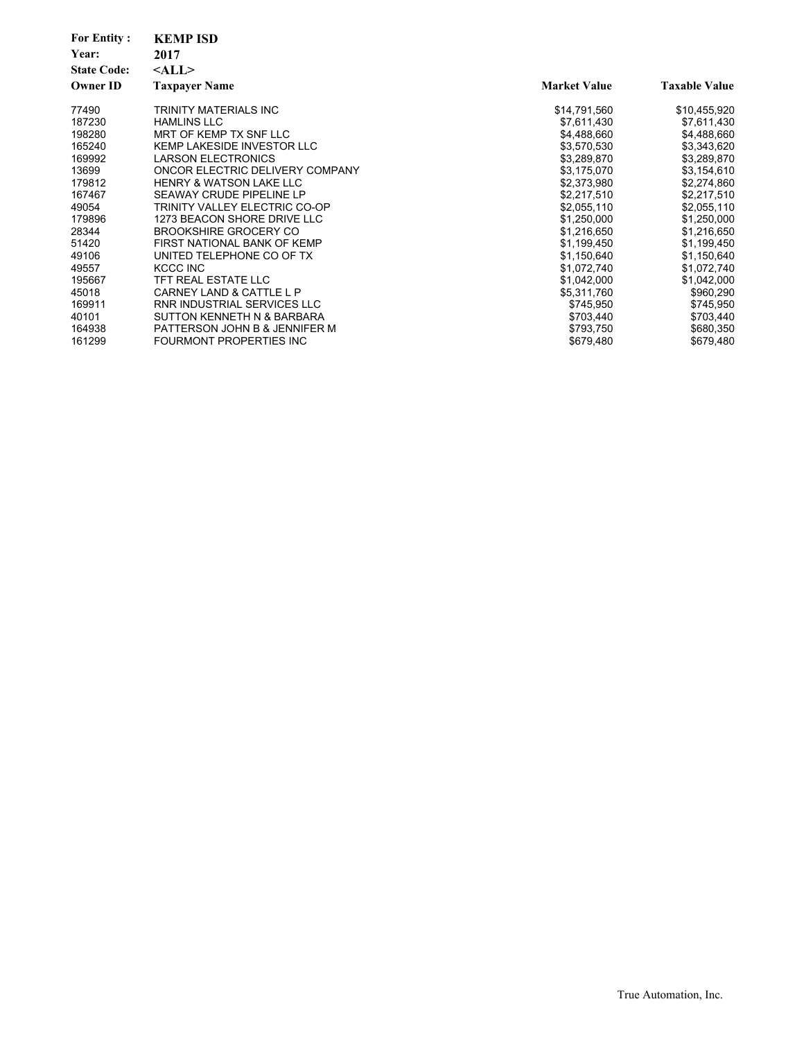**For Entity :** **KEMP ISD**
**Year:** **2017**
**State Code:** **<ALL>**

| Owner ID | Taxpayer Name | Market Value | Taxable Value |
|---|---|---|---|
| 77490 | TRINITY MATERIALS INC | $14,791,560 | $10,455,920 |
| 187230 | HAMLINS LLC | $7,611,430 | $7,611,430 |
| 198280 | MRT OF KEMP TX SNF LLC | $4,488,660 | $4,488,660 |
| 165240 | KEMP LAKESIDE INVESTOR LLC | $3,570,530 | $3,343,620 |
| 169992 | LARSON ELECTRONICS | $3,289,870 | $3,289,870 |
| 13699 | ONCOR ELECTRIC DELIVERY COMPANY | $3,175,070 | $3,154,610 |
| 179812 | HENRY & WATSON LAKE LLC | $2,373,980 | $2,274,860 |
| 167467 | SEAWAY CRUDE PIPELINE LP | $2,217,510 | $2,217,510 |
| 49054 | TRINITY VALLEY ELECTRIC CO-OP | $2,055,110 | $2,055,110 |
| 179896 | 1273 BEACON SHORE DRIVE LLC | $1,250,000 | $1,250,000 |
| 28344 | BROOKSHIRE GROCERY CO | $1,216,650 | $1,216,650 |
| 51420 | FIRST NATIONAL BANK OF KEMP | $1,199,450 | $1,199,450 |
| 49106 | UNITED TELEPHONE CO OF TX | $1,150,640 | $1,150,640 |
| 49557 | KCCC INC | $1,072,740 | $1,072,740 |
| 195667 | TFT REAL ESTATE LLC | $1,042,000 | $1,042,000 |
| 45018 | CARNEY LAND & CATTLE L P | $5,311,760 | $960,290 |
| 169911 | RNR INDUSTRIAL SERVICES LLC | $745,950 | $745,950 |
| 40101 | SUTTON KENNETH N & BARBARA | $703,440 | $703,440 |
| 164938 | PATTERSON JOHN B & JENNIFER M | $793,750 | $680,350 |
| 161299 | FOURMONT PROPERTIES INC | $679,480 | $679,480 |

True Automation, Inc.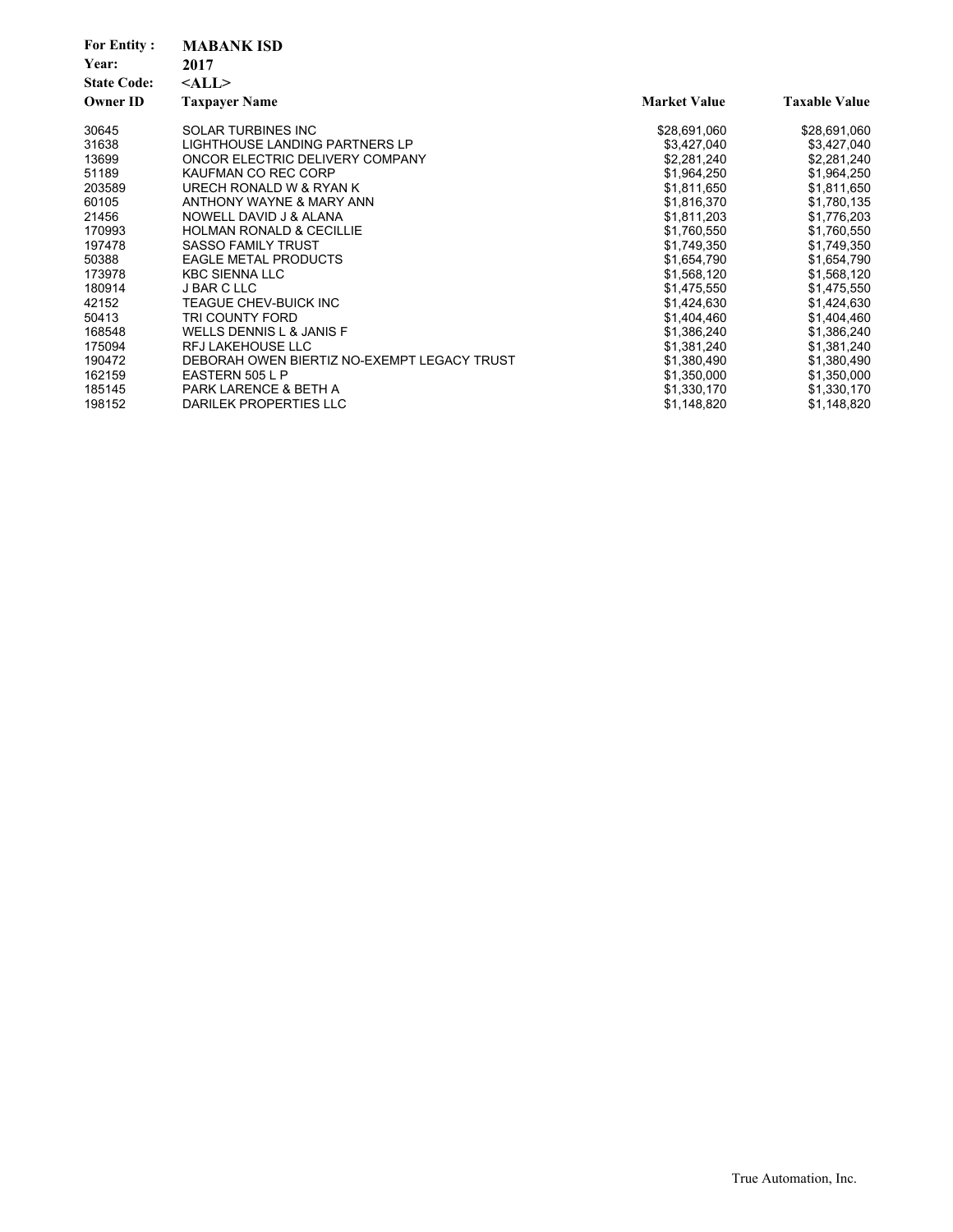**For Entity :** **MABANK ISD**
**Year:** **2017**
**State Code:** **<ALL>**

| Owner ID | Taxpayer Name | Market Value | Taxable Value |
|---|---|---|---|
| 30645 | SOLAR TURBINES INC | $28,691,060 | $28,691,060 |
| 31638 | LIGHTHOUSE LANDING PARTNERS LP | $3,427,040 | $3,427,040 |
| 13699 | ONCOR ELECTRIC DELIVERY COMPANY | $2,281,240 | $2,281,240 |
| 51189 | KAUFMAN CO REC CORP | $1,964,250 | $1,964,250 |
| 203589 | URECH RONALD W & RYAN K | $1,811,650 | $1,811,650 |
| 60105 | ANTHONY WAYNE & MARY ANN | $1,816,370 | $1,780,135 |
| 21456 | NOWELL DAVID J & ALANA | $1,811,203 | $1,776,203 |
| 170993 | HOLMAN RONALD & CECILLIE | $1,760,550 | $1,760,550 |
| 197478 | SASSO FAMILY TRUST | $1,749,350 | $1,749,350 |
| 50388 | EAGLE METAL PRODUCTS | $1,654,790 | $1,654,790 |
| 173978 | KBC SIENNA LLC | $1,568,120 | $1,568,120 |
| 180914 | J BAR C LLC | $1,475,550 | $1,475,550 |
| 42152 | TEAGUE CHEV-BUICK INC | $1,424,630 | $1,424,630 |
| 50413 | TRI COUNTY FORD | $1,404,460 | $1,404,460 |
| 168548 | WELLS DENNIS L & JANIS F | $1,386,240 | $1,386,240 |
| 175094 | RFJ LAKEHOUSE LLC | $1,381,240 | $1,381,240 |
| 190472 | DEBORAH OWEN BIERTIZ NO-EXEMPT LEGACY TRUST | $1,380,490 | $1,380,490 |
| 162159 | EASTERN 505 L P | $1,350,000 | $1,350,000 |
| 185145 | PARK LARENCE & BETH A | $1,330,170 | $1,330,170 |
| 198152 | DARILEK PROPERTIES LLC | $1,148,820 | $1,148,820 |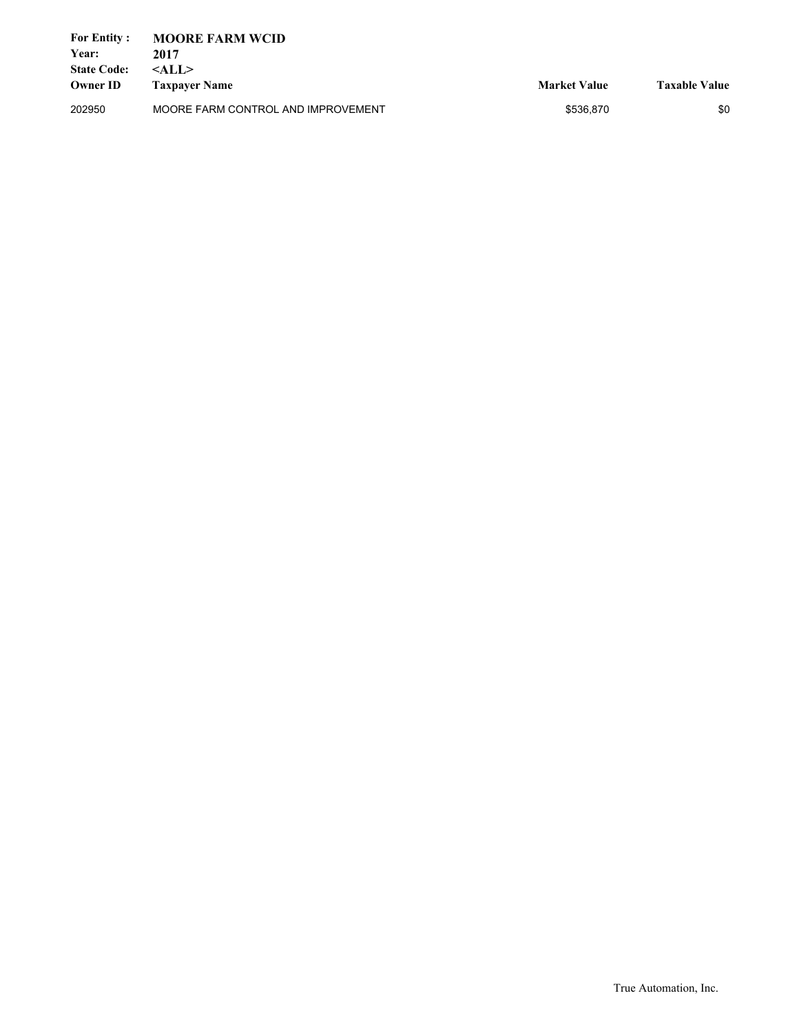**For Entity :** **MOORE FARM WCID**
**Year:** **2017**
**State Code:** **<ALL>**

| Owner ID | Taxpayer Name | Market Value | Taxable Value |
|---|---|---|---|
| 202950 | MOORE FARM CONTROL AND IMPROVEMENT | $536,870 | $0 |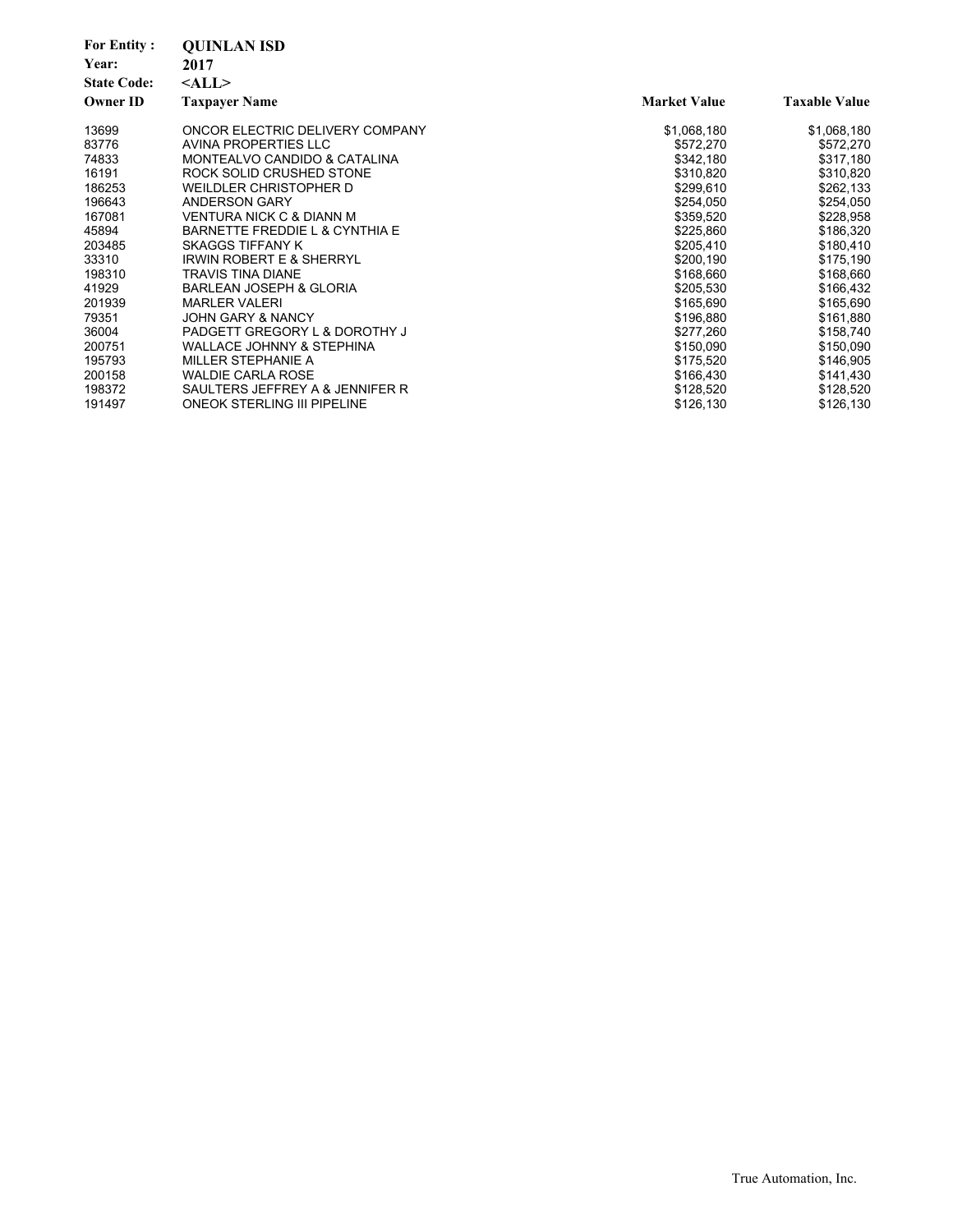**For Entity :** **QUINLAN ISD**
**Year:** **2017**
**State Code:** **<ALL>**

| Owner ID | Taxpayer Name | Market Value | Taxable Value |
|---|---|---|---|
| 13699 | ONCOR ELECTRIC DELIVERY COMPANY | $1,068,180 | $1,068,180 |
| 83776 | AVINA PROPERTIES LLC | $572,270 | $572,270 |
| 74833 | MONTEALVO CANDIDO & CATALINA | $342,180 | $317,180 |
| 16191 | ROCK SOLID CRUSHED STONE | $310,820 | $310,820 |
| 186253 | WEILDLER CHRISTOPHER D | $299,610 | $262,133 |
| 196643 | ANDERSON GARY | $254,050 | $254,050 |
| 167081 | VENTURA NICK C & DIANN M | $359,520 | $228,958 |
| 45894 | BARNETTE FREDDIE L & CYNTHIA E | $225,860 | $186,320 |
| 203485 | SKAGGS TIFFANY K | $205,410 | $180,410 |
| 33310 | IRWIN ROBERT E & SHERRYL | $200,190 | $175,190 |
| 198310 | TRAVIS TINA DIANE | $168,660 | $168,660 |
| 41929 | BARLEAN JOSEPH & GLORIA | $205,530 | $166,432 |
| 201939 | MARLER VALERI | $165,690 | $165,690 |
| 79351 | JOHN GARY & NANCY | $196,880 | $161,880 |
| 36004 | PADGETT GREGORY L & DOROTHY J | $277,260 | $158,740 |
| 200751 | WALLACE JOHNNY & STEPHINA | $150,090 | $150,090 |
| 195793 | MILLER STEPHANIE A | $175,520 | $146,905 |
| 200158 | WALDIE CARLA ROSE | $166,430 | $141,430 |
| 198372 | SAULTERS JEFFREY A & JENNIFER R | $128,520 | $128,520 |
| 191497 | ONEOK STERLING III PIPELINE | $126,130 | $126,130 |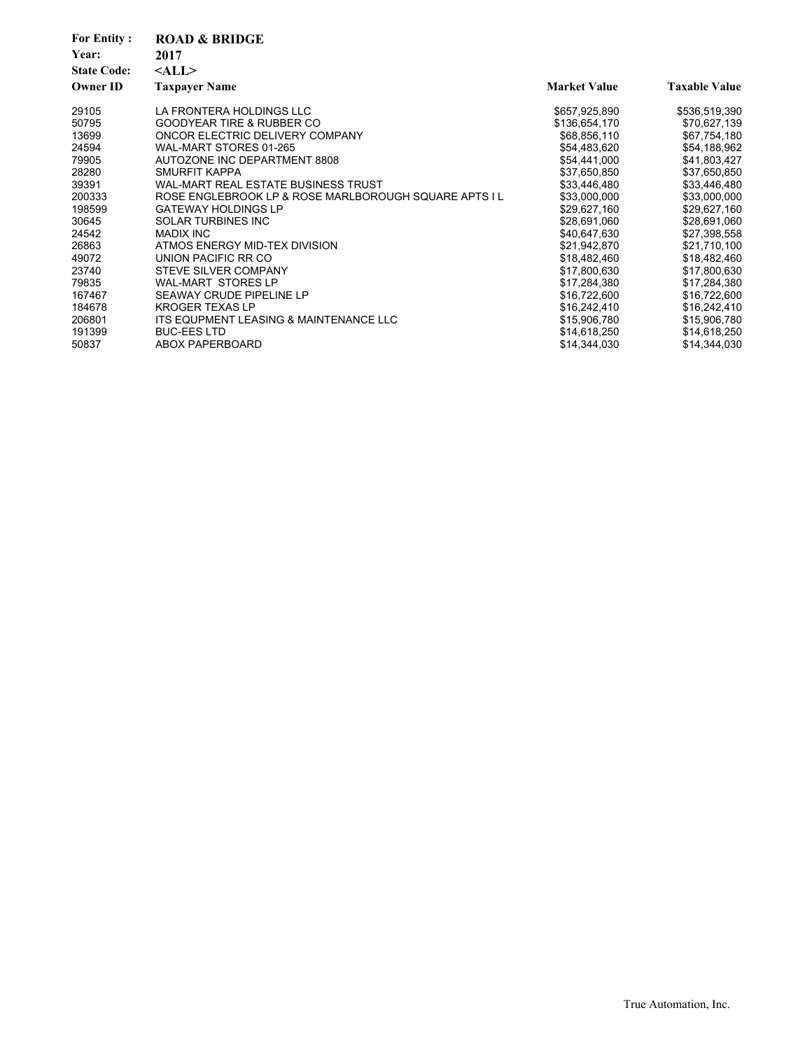**For Entity :** **ROAD & BRIDGE**
**Year:** **2017**
**State Code:** **<ALL>**

| Owner ID | Taxpayer Name | Market Value | Taxable Value |
|---|---|---|---|
| 29105 | LA FRONTERA HOLDINGS LLC | $657,925,890 | $536,519,390 |
| 50795 | GOODYEAR TIRE & RUBBER CO | $136,654,170 | $70,627,139 |
| 13699 | ONCOR ELECTRIC DELIVERY COMPANY | $68,856,110 | $67,754,180 |
| 24594 | WAL-MART STORES 01-265 | $54,483,620 | $54,188,962 |
| 79905 | AUTOZONE INC DEPARTMENT 8808 | $54,441,000 | $41,803,427 |
| 28280 | SMURFIT KAPPA | $37,650,850 | $37,650,850 |
| 39391 | WAL-MART REAL ESTATE BUSINESS TRUST | $33,446,480 | $33,446,480 |
| 200333 | ROSE ENGLEBROOK LP & ROSE MARLBOROUGH SQUARE APTS I L | $33,000,000 | $33,000,000 |
| 198599 | GATEWAY HOLDINGS LP | $29,627,160 | $29,627,160 |
| 30645 | SOLAR TURBINES INC | $28,691,060 | $28,691,060 |
| 24542 | MADIX INC | $40,647,630 | $27,398,558 |
| 26863 | ATMOS ENERGY MID-TEX DIVISION | $21,942,870 | $21,710,100 |
| 49072 | UNION PACIFIC RR CO | $18,482,460 | $18,482,460 |
| 23740 | STEVE SILVER COMPANY | $17,800,630 | $17,800,630 |
| 79835 | WAL-MART STORES LP | $17,284,380 | $17,284,380 |
| 167467 | SEAWAY CRUDE PIPELINE LP | $16,722,600 | $16,722,600 |
| 184678 | KROGER TEXAS LP | $16,242,410 | $16,242,410 |
| 206801 | ITS EQUPMENT LEASING & MAINTENANCE LLC | $15,906,780 | $15,906,780 |
| 191399 | BUC-EES LTD | $14,618,250 | $14,618,250 |
| 50837 | ABOX PAPERBOARD | $14,344,030 | $14,344,030 |

True Automation, Inc.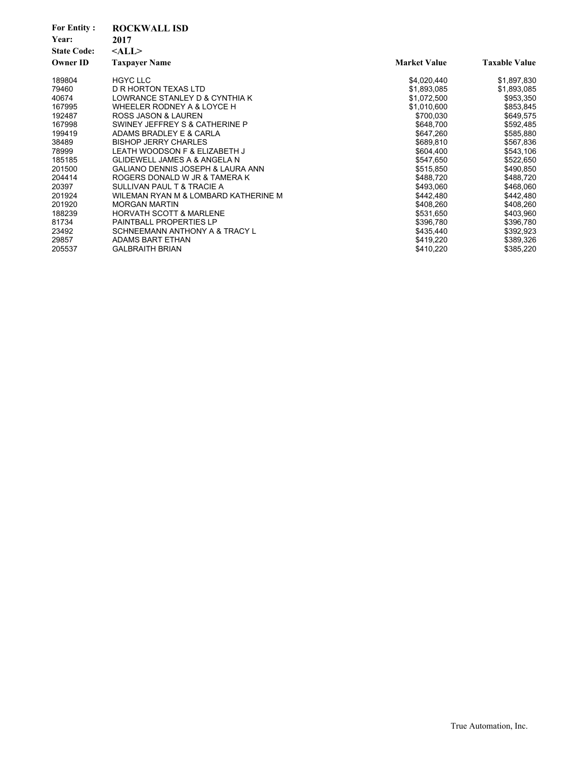**For Entity :** ROCKWALL ISD
**Year:** 2017
**State Code:** <ALL>

| Owner ID | Taxpayer Name | Market Value | Taxable Value |
|---|---|---|---|
| 189804 | HGYC LLC | $4,020,440 | $1,897,830 |
| 79460 | D R HORTON TEXAS LTD | $1,893,085 | $1,893,085 |
| 40674 | LOWRANCE STANLEY D & CYNTHIA K | $1,072,500 | $953,350 |
| 167995 | WHEELER RODNEY A & LOYCE H | $1,010,600 | $853,845 |
| 192487 | ROSS JASON & LAUREN | $700,030 | $649,575 |
| 167998 | SWINEY JEFFREY S & CATHERINE P | $648,700 | $592,485 |
| 199419 | ADAMS BRADLEY E & CARLA | $647,260 | $585,880 |
| 38489 | BISHOP JERRY CHARLES | $689,810 | $567,836 |
| 78999 | LEATH WOODSON F & ELIZABETH J | $604,400 | $543,106 |
| 185185 | GLIDEWELL JAMES A & ANGELA N | $547,650 | $522,650 |
| 201500 | GALIANO DENNIS JOSEPH & LAURA ANN | $515,850 | $490,850 |
| 204414 | ROGERS DONALD W JR & TAMERA K | $488,720 | $488,720 |
| 20397 | SULLIVAN PAUL T & TRACIE A | $493,060 | $468,060 |
| 201924 | WILEMAN RYAN M & LOMBARD KATHERINE M | $442,480 | $442,480 |
| 201920 | MORGAN MARTIN | $408,260 | $408,260 |
| 188239 | HORVATH SCOTT & MARLENE | $531,650 | $403,960 |
| 81734 | PAINTBALL PROPERTIES LP | $396,780 | $396,780 |
| 23492 | SCHNEEMANN ANTHONY A & TRACY L | $435,440 | $392,923 |
| 29857 | ADAMS BART ETHAN | $419,220 | $389,326 |
| 205537 | GALBRAITH BRIAN | $410,220 | $385,220 |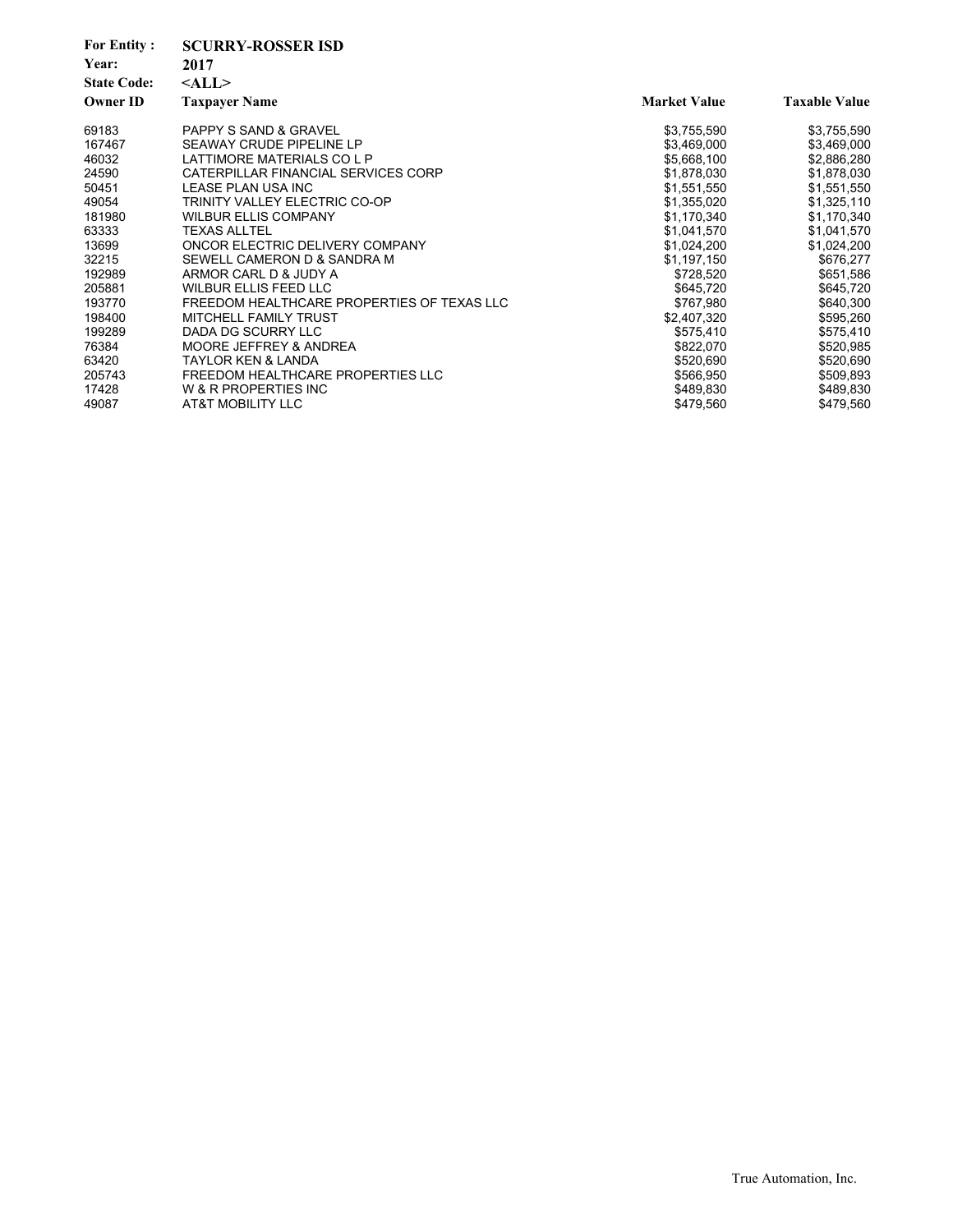**For Entity :** **SCURRY-ROSSER ISD**
**Year:** **2017**
**State Code:** **<ALL>**

| Owner ID | Taxpayer Name | Market Value | Taxable Value |
|---|---|---|---|
| 69183 | PAPPY S SAND & GRAVEL | $3,755,590 | $3,755,590 |
| 167467 | SEAWAY CRUDE PIPELINE LP | $3,469,000 | $3,469,000 |
| 46032 | LATTIMORE MATERIALS CO L P | $5,668,100 | $2,886,280 |
| 24590 | CATERPILLAR FINANCIAL SERVICES CORP | $1,878,030 | $1,878,030 |
| 50451 | LEASE PLAN USA INC | $1,551,550 | $1,551,550 |
| 49054 | TRINITY VALLEY ELECTRIC CO-OP | $1,355,020 | $1,325,110 |
| 181980 | WILBUR ELLIS COMPANY | $1,170,340 | $1,170,340 |
| 63333 | TEXAS ALLTEL | $1,041,570 | $1,041,570 |
| 13699 | ONCOR ELECTRIC DELIVERY COMPANY | $1,024,200 | $1,024,200 |
| 32215 | SEWELL CAMERON D & SANDRA M | $1,197,150 | $676,277 |
| 192989 | ARMOR CARL D & JUDY A | $728,520 | $651,586 |
| 205881 | WILBUR ELLIS FEED LLC | $645,720 | $645,720 |
| 193770 | FREEDOM HEALTHCARE PROPERTIES OF TEXAS LLC | $767,980 | $640,300 |
| 198400 | MITCHELL FAMILY TRUST | $2,407,320 | $595,260 |
| 199289 | DADA DG SCURRY LLC | $575,410 | $575,410 |
| 76384 | MOORE JEFFREY & ANDREA | $822,070 | $520,985 |
| 63420 | TAYLOR KEN & LANDA | $520,690 | $520,690 |
| 205743 | FREEDOM HEALTHCARE PROPERTIES LLC | $566,950 | $509,893 |
| 17428 | W & R PROPERTIES INC | $489,830 | $489,830 |
| 49087 | AT&T MOBILITY LLC | $479,560 | $479,560 |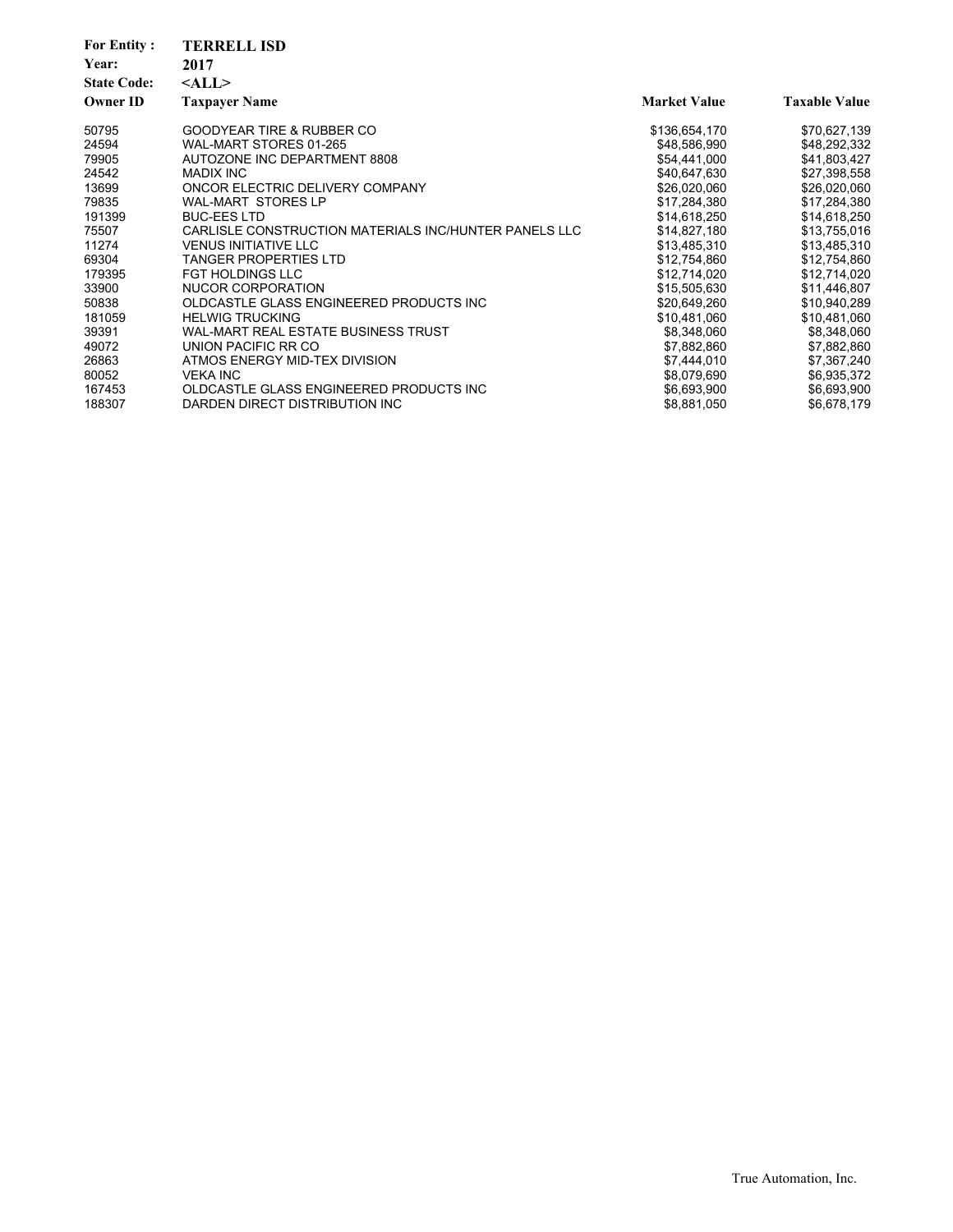**For Entity :** **TERRELL ISD**
**Year:** **2017**
**State Code:** **<ALL>**

| Owner ID | Taxpayer Name | Market Value | Taxable Value |
|---|---|---|---|
| 50795 | GOODYEAR TIRE & RUBBER CO | $136,654,170 | $70,627,139 |
| 24594 | WAL-MART STORES 01-265 | $48,586,990 | $48,292,332 |
| 79905 | AUTOZONE INC DEPARTMENT 8808 | $54,441,000 | $41,803,427 |
| 24542 | MADIX INC | $40,647,630 | $27,398,558 |
| 13699 | ONCOR ELECTRIC DELIVERY COMPANY | $26,020,060 | $26,020,060 |
| 79835 | WAL-MART STORES LP | $17,284,380 | $17,284,380 |
| 191399 | BUC-EES LTD | $14,618,250 | $14,618,250 |
| 75507 | CARLISLE CONSTRUCTION MATERIALS INC/HUNTER PANELS LLC | $14,827,180 | $13,755,016 |
| 11274 | VENUS INITIATIVE LLC | $13,485,310 | $13,485,310 |
| 69304 | TANGER PROPERTIES LTD | $12,754,860 | $12,754,860 |
| 179395 | FGT HOLDINGS LLC | $12,714,020 | $12,714,020 |
| 33900 | NUCOR CORPORATION | $15,505,630 | $11,446,807 |
| 50838 | OLDCASTLE GLASS ENGINEERED PRODUCTS INC | $20,649,260 | $10,940,289 |
| 181059 | HELWIG TRUCKING | $10,481,060 | $10,481,060 |
| 39391 | WAL-MART REAL ESTATE BUSINESS TRUST | $8,348,060 | $8,348,060 |
| 49072 | UNION PACIFIC RR CO | $7,882,860 | $7,882,860 |
| 26863 | ATMOS ENERGY MID-TEX DIVISION | $7,444,010 | $7,367,240 |
| 80052 | VEKA INC | $8,079,690 | $6,935,372 |
| 167453 | OLDCASTLE GLASS ENGINEERED PRODUCTS INC | $6,693,900 | $6,693,900 |
| 188307 | DARDEN DIRECT DISTRIBUTION INC | $8,881,050 | $6,678,179 |

True Automation, Inc.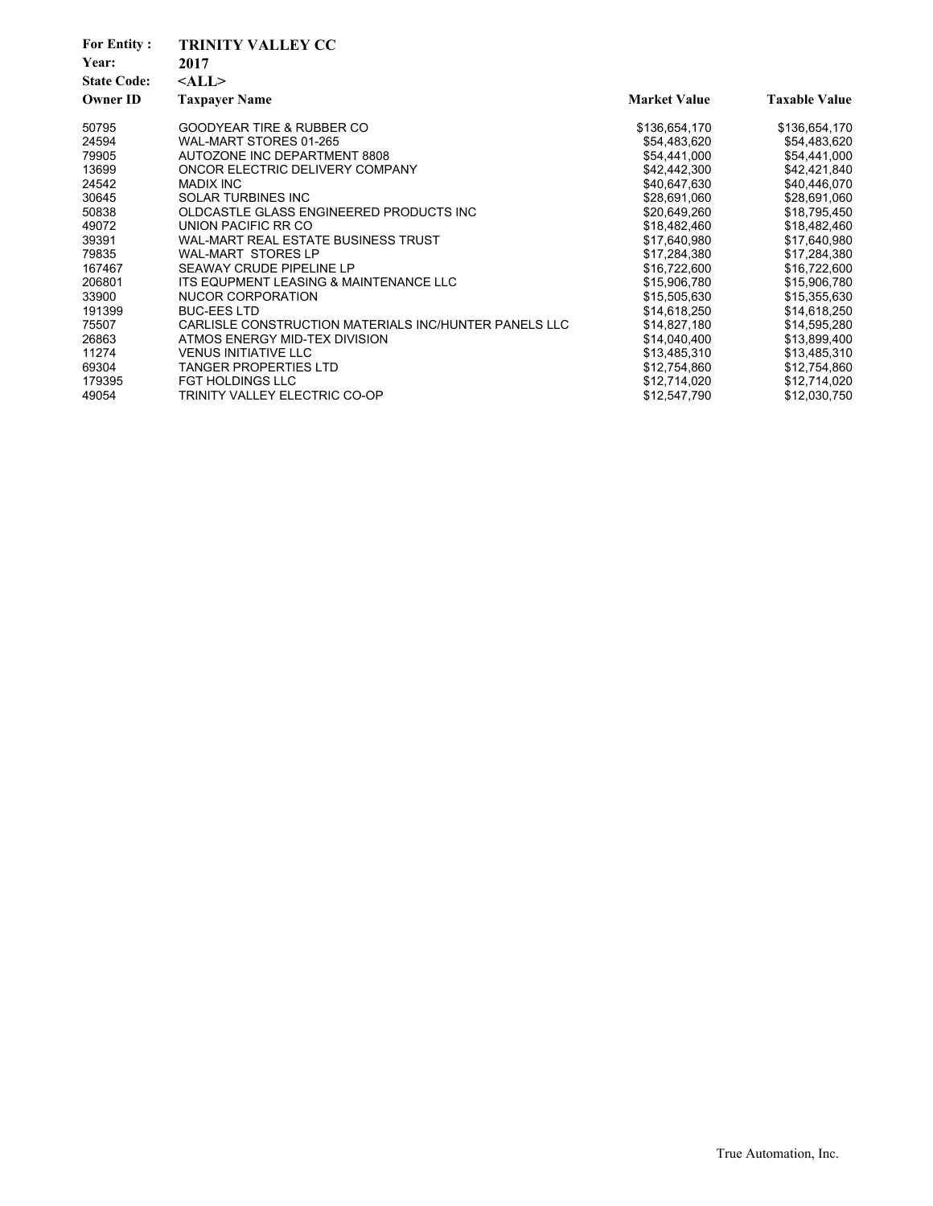**For Entity :** **TRINITY VALLEY CC**
**Year:** **2017**
**State Code:** **<ALL>**

| Owner ID | Taxpayer Name | Market Value | Taxable Value |
|---|---|---|---|
| 50795 | GOODYEAR TIRE & RUBBER CO | $136,654,170 | $136,654,170 |
| 24594 | WAL-MART STORES 01-265 | $54,483,620 | $54,483,620 |
| 79905 | AUTOZONE INC DEPARTMENT 8808 | $54,441,000 | $54,441,000 |
| 13699 | ONCOR ELECTRIC DELIVERY COMPANY | $42,442,300 | $42,421,840 |
| 24542 | MADIX INC | $40,647,630 | $40,446,070 |
| 30645 | SOLAR TURBINES INC | $28,691,060 | $28,691,060 |
| 50838 | OLDCASTLE GLASS ENGINEERED PRODUCTS INC | $20,649,260 | $18,795,450 |
| 49072 | UNION PACIFIC RR CO | $18,482,460 | $18,482,460 |
| 39391 | WAL-MART REAL ESTATE BUSINESS TRUST | $17,640,980 | $17,640,980 |
| 79835 | WAL-MART STORES LP | $17,284,380 | $17,284,380 |
| 167467 | SEAWAY CRUDE PIPELINE LP | $16,722,600 | $16,722,600 |
| 206801 | ITS EQUPMENT LEASING & MAINTENANCE LLC | $15,906,780 | $15,906,780 |
| 33900 | NUCOR CORPORATION | $15,505,630 | $15,355,630 |
| 191399 | BUC-EES LTD | $14,618,250 | $14,618,250 |
| 75507 | CARLISLE CONSTRUCTION MATERIALS INC/HUNTER PANELS LLC | $14,827,180 | $14,595,280 |
| 26863 | ATMOS ENERGY MID-TEX DIVISION | $14,040,400 | $13,899,400 |
| 11274 | VENUS INITIATIVE LLC | $13,485,310 | $13,485,310 |
| 69304 | TANGER PROPERTIES LTD | $12,754,860 | $12,754,860 |
| 179395 | FGT HOLDINGS LLC | $12,714,020 | $12,714,020 |
| 49054 | TRINITY VALLEY ELECTRIC CO-OP | $12,547,790 | $12,030,750 |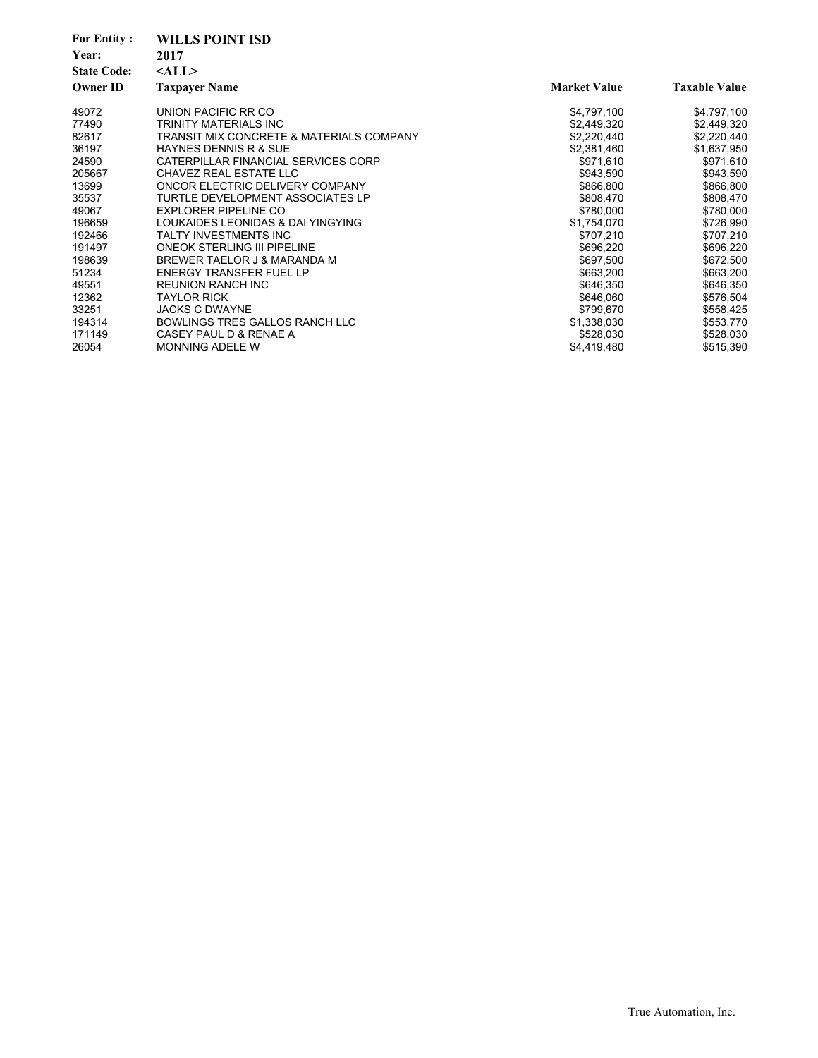**For Entity :** **WILLS POINT ISD**
**Year:** **2017**
**State Code:** **<ALL>**

| Owner ID | Taxpayer Name | Market Value | Taxable Value |
|---|---|---|---|
| 49072 | UNION PACIFIC RR CO | $4,797,100 | $4,797,100 |
| 77490 | TRINITY MATERIALS INC | $2,449,320 | $2,449,320 |
| 82617 | TRANSIT MIX CONCRETE & MATERIALS COMPANY | $2,220,440 | $2,220,440 |
| 36197 | HAYNES DENNIS R & SUE | $2,381,460 | $1,637,950 |
| 24590 | CATERPILLAR FINANCIAL SERVICES CORP | $971,610 | $971,610 |
| 205667 | CHAVEZ REAL ESTATE LLC | $943,590 | $943,590 |
| 13699 | ONCOR ELECTRIC DELIVERY COMPANY | $866,800 | $866,800 |
| 35537 | TURTLE DEVELOPMENT ASSOCIATES LP | $808,470 | $808,470 |
| 49067 | EXPLORER PIPELINE CO | $780,000 | $780,000 |
| 196659 | LOUKAIDES LEONIDAS & DAI YINGYING | $1,754,070 | $726,990 |
| 192466 | TALTY INVESTMENTS INC | $707,210 | $707,210 |
| 191497 | ONEOK STERLING III PIPELINE | $696,220 | $696,220 |
| 198639 | BREWER TAELOR J & MARANDA M | $697,500 | $672,500 |
| 51234 | ENERGY TRANSFER FUEL LP | $663,200 | $663,200 |
| 49551 | REUNION RANCH INC | $646,350 | $646,350 |
| 12362 | TAYLOR RICK | $646,060 | $576,504 |
| 33251 | JACKS C DWAYNE | $799,670 | $558,425 |
| 194314 | BOWLINGS TRES GALLOS RANCH LLC | $1,338,030 | $553,770 |
| 171149 | CASEY PAUL D & RENAE A | $528,030 | $528,030 |
| 26054 | MONNING ADELE W | $4,419,480 | $515,390 |

True Automation, Inc.